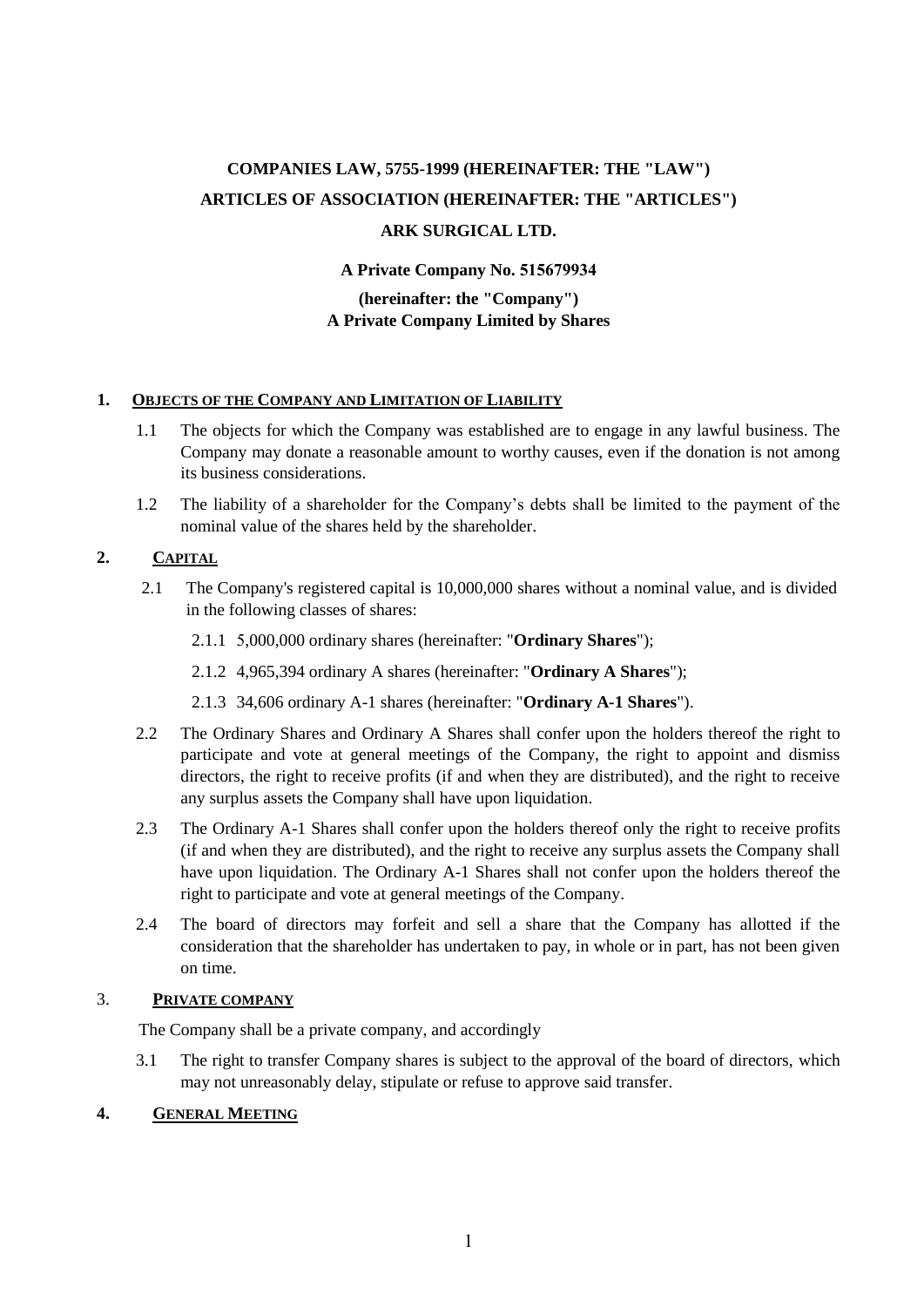# COMPANIES LAW, 5755-1999 (HEREINAFTER: THE "LAW")

# ARTICLES OF ASSOCIATION (HEREINAFTER: THE "ARTICLES")

# ARK SURGICAL LTD.

**A Private Company No. 515679934**

**(hereinafter: the "Company")**
**A Private Company Limited by Shares**

## 1. OBJECTS OF THE COMPANY AND LIMITATION OF LIABILITY

1.1 The objects for which the Company was established are to engage in any lawful business. The Company may donate a reasonable amount to worthy causes, even if the donation is not among its business considerations.

1.2 The liability of a shareholder for the Company's debts shall be limited to the payment of the nominal value of the shares held by the shareholder.

## 2. CAPITAL

2.1 The Company's registered capital is 10,000,000 shares without a nominal value, and is divided in the following classes of shares:

2.1.1 5,000,000 ordinary shares (hereinafter: "**Ordinary Shares**");

2.1.2 4,965,394 ordinary A shares (hereinafter: "**Ordinary A Shares**");

2.1.3 34,606 ordinary A-1 shares (hereinafter: "**Ordinary A-1 Shares**").

2.2 The Ordinary Shares and Ordinary A Shares shall confer upon the holders thereof the right to participate and vote at general meetings of the Company, the right to appoint and dismiss directors, the right to receive profits (if and when they are distributed), and the right to receive any surplus assets the Company shall have upon liquidation.

2.3 The Ordinary A-1 Shares shall confer upon the holders thereof only the right to receive profits (if and when they are distributed), and the right to receive any surplus assets the Company shall have upon liquidation. The Ordinary A-1 Shares shall not confer upon the holders thereof the right to participate and vote at general meetings of the Company.

2.4 The board of directors may forfeit and sell a share that the Company has allotted if the consideration that the shareholder has undertaken to pay, in whole or in part, has not been given on time.

## 3. PRIVATE COMPANY

The Company shall be a private company, and accordingly

3.1 The right to transfer Company shares is subject to the approval of the board of directors, which may not unreasonably delay, stipulate or refuse to approve said transfer.

## 4. GENERAL MEETING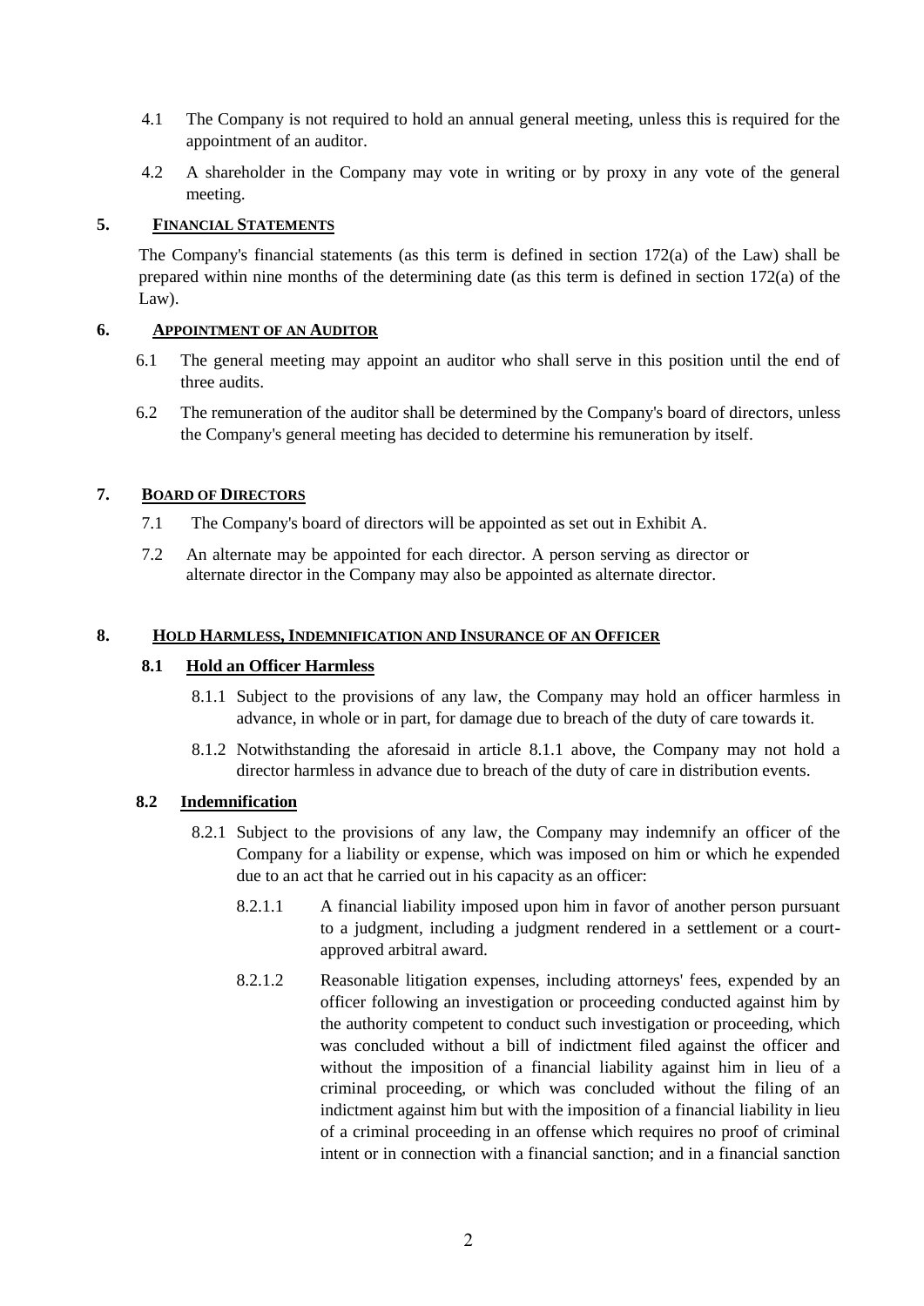4.1 The Company is not required to hold an annual general meeting, unless this is required for the appointment of an auditor.

4.2 A shareholder in the Company may vote in writing or by proxy in any vote of the general meeting.

## 5. Financial Statements

The Company's financial statements (as this term is defined in section 172(a) of the Law) shall be prepared within nine months of the determining date (as this term is defined in section 172(a) of the Law).

## 6. Appointment of an Auditor

6.1 The general meeting may appoint an auditor who shall serve in this position until the end of three audits.

6.2 The remuneration of the auditor shall be determined by the Company's board of directors, unless the Company's general meeting has decided to determine his remuneration by itself.

## 7. Board of Directors

7.1 The Company's board of directors will be appointed as set out in Exhibit A.

7.2 An alternate may be appointed for each director. A person serving as director or alternate director in the Company may also be appointed as alternate director.

## 8. Hold Harmless, Indemnification and Insurance of an Officer

### 8.1 Hold an Officer Harmless

8.1.1 Subject to the provisions of any law, the Company may hold an officer harmless in advance, in whole or in part, for damage due to breach of the duty of care towards it.

8.1.2 Notwithstanding the aforesaid in article 8.1.1 above, the Company may not hold a director harmless in advance due to breach of the duty of care in distribution events.

### 8.2 Indemnification

8.2.1 Subject to the provisions of any law, the Company may indemnify an officer of the Company for a liability or expense, which was imposed on him or which he expended due to an act that he carried out in his capacity as an officer:

8.2.1.1 A financial liability imposed upon him in favor of another person pursuant to a judgment, including a judgment rendered in a settlement or a court-approved arbitral award.

8.2.1.2 Reasonable litigation expenses, including attorneys' fees, expended by an officer following an investigation or proceeding conducted against him by the authority competent to conduct such investigation or proceeding, which was concluded without a bill of indictment filed against the officer and without the imposition of a financial liability against him in lieu of a criminal proceeding, or which was concluded without the filing of an indictment against him but with the imposition of a financial liability in lieu of a criminal proceeding in an offense which requires no proof of criminal intent or in connection with a financial sanction; and in a financial sanction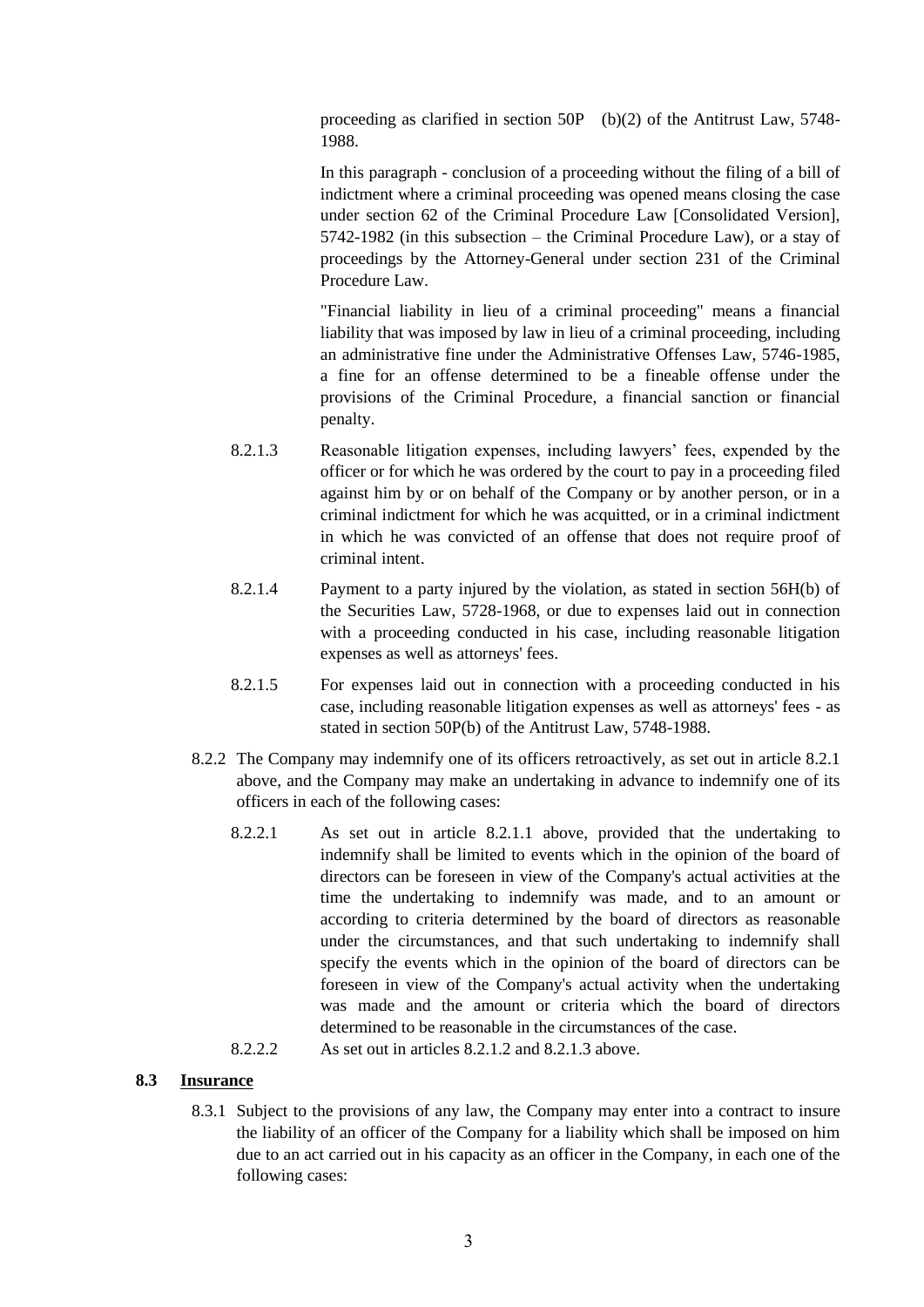proceeding as clarified in section 50P (b)(2) of the Antitrust Law, 5748-1988.

In this paragraph - conclusion of a proceeding without the filing of a bill of indictment where a criminal proceeding was opened means closing the case under section 62 of the Criminal Procedure Law [Consolidated Version], 5742-1982 (in this subsection – the Criminal Procedure Law), or a stay of proceedings by the Attorney-General under section 231 of the Criminal Procedure Law.

"Financial liability in lieu of a criminal proceeding" means a financial liability that was imposed by law in lieu of a criminal proceeding, including an administrative fine under the Administrative Offenses Law, 5746-1985, a fine for an offense determined to be a fineable offense under the provisions of the Criminal Procedure, a financial sanction or financial penalty.

8.2.1.3 Reasonable litigation expenses, including lawyers' fees, expended by the officer or for which he was ordered by the court to pay in a proceeding filed against him by or on behalf of the Company or by another person, or in a criminal indictment for which he was acquitted, or in a criminal indictment in which he was convicted of an offense that does not require proof of criminal intent.

8.2.1.4 Payment to a party injured by the violation, as stated in section 56H(b) of the Securities Law, 5728-1968, or due to expenses laid out in connection with a proceeding conducted in his case, including reasonable litigation expenses as well as attorneys' fees.

8.2.1.5 For expenses laid out in connection with a proceeding conducted in his case, including reasonable litigation expenses as well as attorneys' fees - as stated in section 50P(b) of the Antitrust Law, 5748-1988.

8.2.2 The Company may indemnify one of its officers retroactively, as set out in article 8.2.1 above, and the Company may make an undertaking in advance to indemnify one of its officers in each of the following cases:

8.2.2.1 As set out in article 8.2.1.1 above, provided that the undertaking to indemnify shall be limited to events which in the opinion of the board of directors can be foreseen in view of the Company's actual activities at the time the undertaking to indemnify was made, and to an amount or according to criteria determined by the board of directors as reasonable under the circumstances, and that such undertaking to indemnify shall specify the events which in the opinion of the board of directors can be foreseen in view of the Company's actual activity when the undertaking was made and the amount or criteria which the board of directors determined to be reasonable in the circumstances of the case.

8.2.2.2 As set out in articles 8.2.1.2 and 8.2.1.3 above.

**8.3 Insurance**

8.3.1 Subject to the provisions of any law, the Company may enter into a contract to insure the liability of an officer of the Company for a liability which shall be imposed on him due to an act carried out in his capacity as an officer in the Company, in each one of the following cases: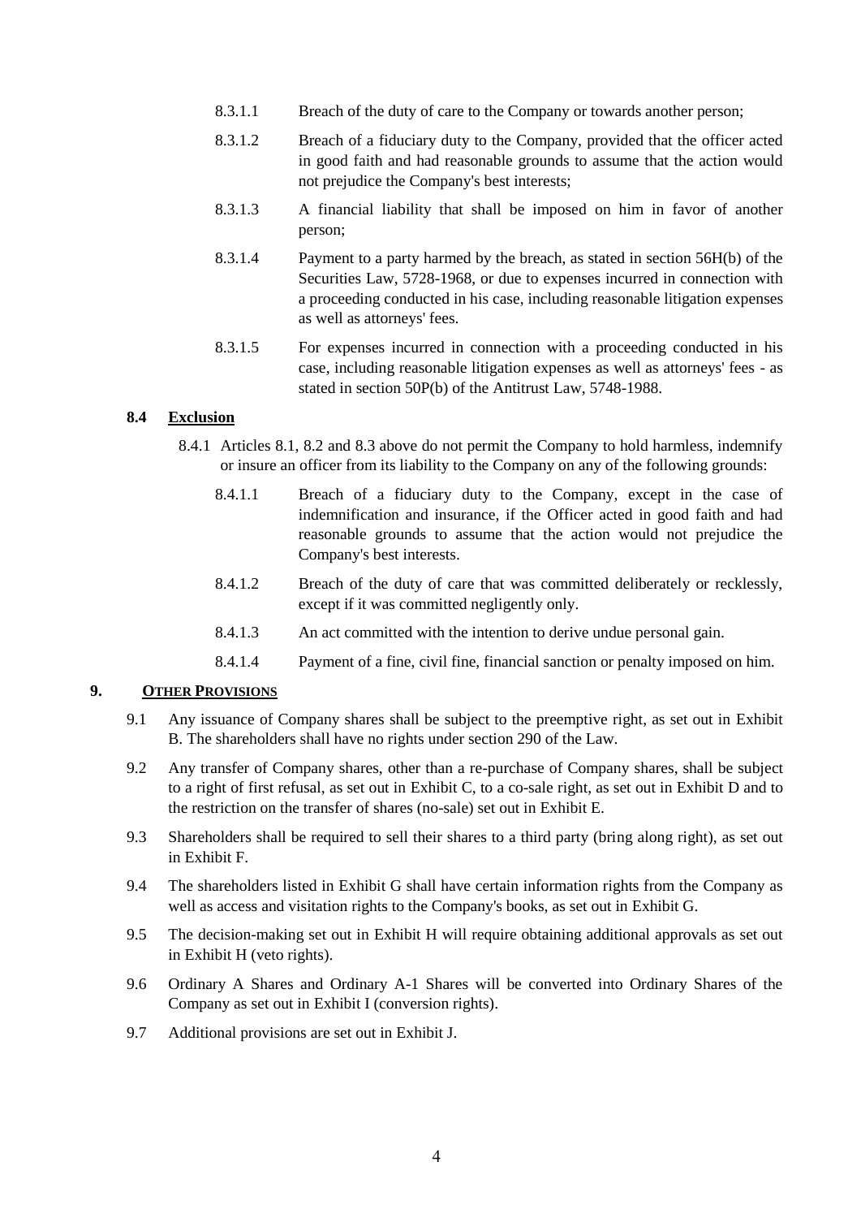8.3.1.1 Breach of the duty of care to the Company or towards another person;

8.3.1.2 Breach of a fiduciary duty to the Company, provided that the officer acted in good faith and had reasonable grounds to assume that the action would not prejudice the Company's best interests;

8.3.1.3 A financial liability that shall be imposed on him in favor of another person;

8.3.1.4 Payment to a party harmed by the breach, as stated in section 56H(b) of the Securities Law, 5728-1968, or due to expenses incurred in connection with a proceeding conducted in his case, including reasonable litigation expenses as well as attorneys' fees.

8.3.1.5 For expenses incurred in connection with a proceeding conducted in his case, including reasonable litigation expenses as well as attorneys' fees - as stated in section 50P(b) of the Antitrust Law, 5748-1988.

**8.4 Exclusion**

8.4.1 Articles 8.1, 8.2 and 8.3 above do not permit the Company to hold harmless, indemnify or insure an officer from its liability to the Company on any of the following grounds:

8.4.1.1 Breach of a fiduciary duty to the Company, except in the case of indemnification and insurance, if the Officer acted in good faith and had reasonable grounds to assume that the action would not prejudice the Company's best interests.

8.4.1.2 Breach of the duty of care that was committed deliberately or recklessly, except if it was committed negligently only.

8.4.1.3 An act committed with the intention to derive undue personal gain.

8.4.1.4 Payment of a fine, civil fine, financial sanction or penalty imposed on him.

## 9. OTHER PROVISIONS

9.1 Any issuance of Company shares shall be subject to the preemptive right, as set out in Exhibit B. The shareholders shall have no rights under section 290 of the Law.

9.2 Any transfer of Company shares, other than a re-purchase of Company shares, shall be subject to a right of first refusal, as set out in Exhibit C, to a co-sale right, as set out in Exhibit D and to the restriction on the transfer of shares (no-sale) set out in Exhibit E.

9.3 Shareholders shall be required to sell their shares to a third party (bring along right), as set out in Exhibit F.

9.4 The shareholders listed in Exhibit G shall have certain information rights from the Company as well as access and visitation rights to the Company's books, as set out in Exhibit G.

9.5 The decision-making set out in Exhibit H will require obtaining additional approvals as set out in Exhibit H (veto rights).

9.6 Ordinary A Shares and Ordinary A-1 Shares will be converted into Ordinary Shares of the Company as set out in Exhibit I (conversion rights).

9.7 Additional provisions are set out in Exhibit J.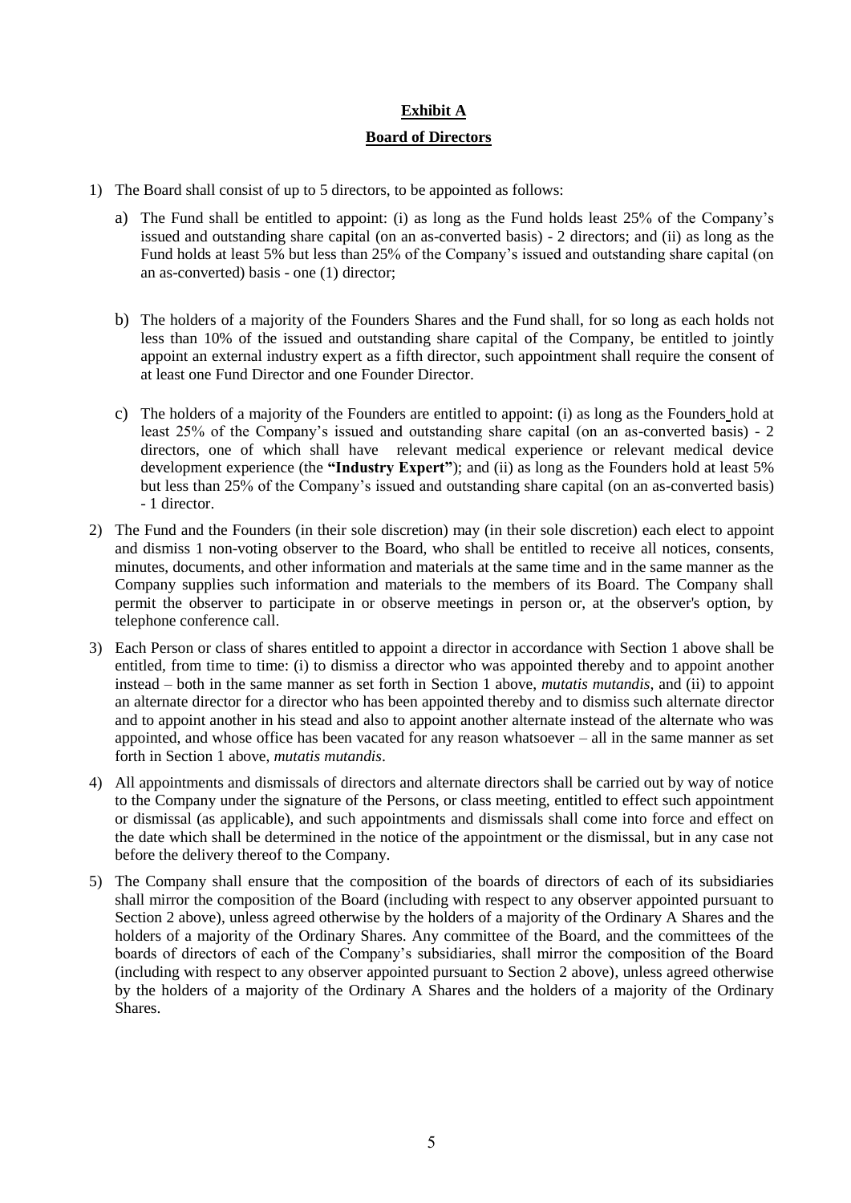# Exhibit A

## Board of Directors

1) The Board shall consist of up to 5 directors, to be appointed as follows:

   a) The Fund shall be entitled to appoint: (i) as long as the Fund holds least 25% of the Company's issued and outstanding share capital (on an as-converted basis) - 2 directors; and (ii) as long as the Fund holds at least 5% but less than 25% of the Company's issued and outstanding share capital (on an as-converted) basis - one (1) director;

   b) The holders of a majority of the Founders Shares and the Fund shall, for so long as each holds not less than 10% of the issued and outstanding share capital of the Company, be entitled to jointly appoint an external industry expert as a fifth director, such appointment shall require the consent of at least one Fund Director and one Founder Director.

   c) The holders of a majority of the Founders are entitled to appoint: (i) as long as the Founders hold at least 25% of the Company's issued and outstanding share capital (on an as-converted basis) - 2 directors, one of which shall have relevant medical experience or relevant medical device development experience (the **"Industry Expert"**); and (ii) as long as the Founders hold at least 5% but less than 25% of the Company's issued and outstanding share capital (on an as-converted basis) - 1 director.

2) The Fund and the Founders (in their sole discretion) may (in their sole discretion) each elect to appoint and dismiss 1 non-voting observer to the Board, who shall be entitled to receive all notices, consents, minutes, documents, and other information and materials at the same time and in the same manner as the Company supplies such information and materials to the members of its Board. The Company shall permit the observer to participate in or observe meetings in person or, at the observer's option, by telephone conference call.

3) Each Person or class of shares entitled to appoint a director in accordance with Section 1 above shall be entitled, from time to time: (i) to dismiss a director who was appointed thereby and to appoint another instead – both in the same manner as set forth in Section 1 above, *mutatis mutandis*, and (ii) to appoint an alternate director for a director who has been appointed thereby and to dismiss such alternate director and to appoint another in his stead and also to appoint another alternate instead of the alternate who was appointed, and whose office has been vacated for any reason whatsoever – all in the same manner as set forth in Section 1 above, *mutatis mutandis*.

4) All appointments and dismissals of directors and alternate directors shall be carried out by way of notice to the Company under the signature of the Persons, or class meeting, entitled to effect such appointment or dismissal (as applicable), and such appointments and dismissals shall come into force and effect on the date which shall be determined in the notice of the appointment or the dismissal, but in any case not before the delivery thereof to the Company.

5) The Company shall ensure that the composition of the boards of directors of each of its subsidiaries shall mirror the composition of the Board (including with respect to any observer appointed pursuant to Section 2 above), unless agreed otherwise by the holders of a majority of the Ordinary A Shares and the holders of a majority of the Ordinary Shares. Any committee of the Board, and the committees of the boards of directors of each of the Company's subsidiaries, shall mirror the composition of the Board (including with respect to any observer appointed pursuant to Section 2 above), unless agreed otherwise by the holders of a majority of the Ordinary A Shares and the holders of a majority of the Ordinary Shares.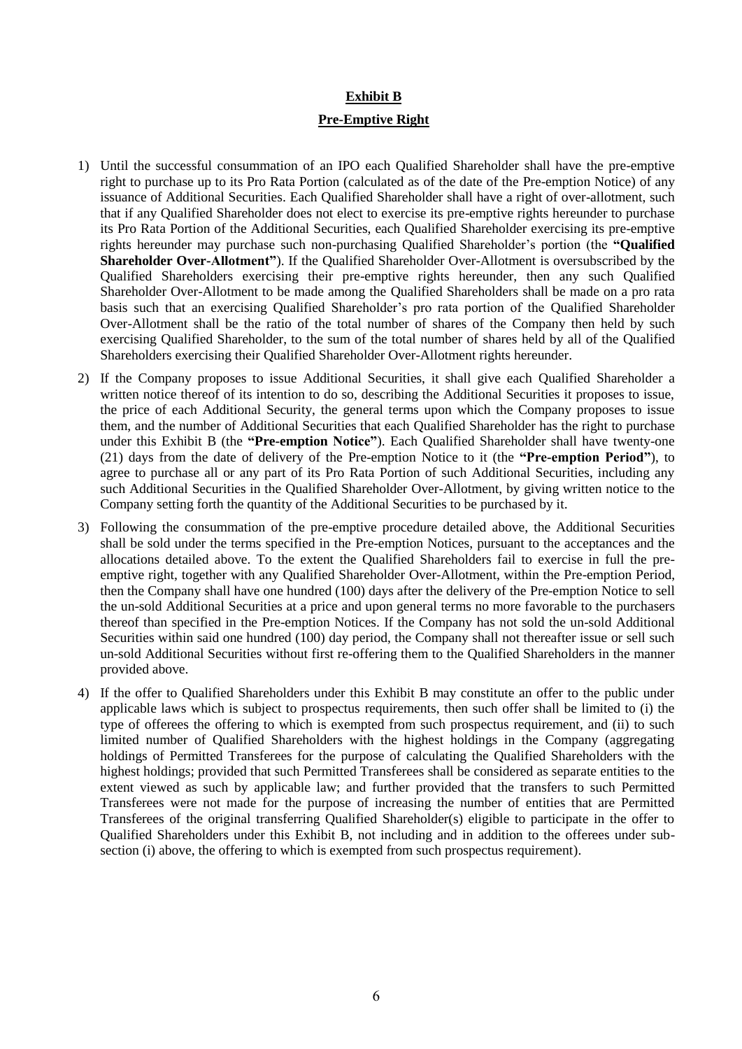# **Exhibit B**

## **Pre-Emptive Right**

1) Until the successful consummation of an IPO each Qualified Shareholder shall have the pre-emptive right to purchase up to its Pro Rata Portion (calculated as of the date of the Pre-emption Notice) of any issuance of Additional Securities. Each Qualified Shareholder shall have a right of over-allotment, such that if any Qualified Shareholder does not elect to exercise its pre-emptive rights hereunder to purchase its Pro Rata Portion of the Additional Securities, each Qualified Shareholder exercising its pre-emptive rights hereunder may purchase such non-purchasing Qualified Shareholder's portion (the **"Qualified Shareholder Over-Allotment"**). If the Qualified Shareholder Over-Allotment is oversubscribed by the Qualified Shareholders exercising their pre-emptive rights hereunder, then any such Qualified Shareholder Over-Allotment to be made among the Qualified Shareholders shall be made on a pro rata basis such that an exercising Qualified Shareholder's pro rata portion of the Qualified Shareholder Over-Allotment shall be the ratio of the total number of shares of the Company then held by such exercising Qualified Shareholder, to the sum of the total number of shares held by all of the Qualified Shareholders exercising their Qualified Shareholder Over-Allotment rights hereunder.

2) If the Company proposes to issue Additional Securities, it shall give each Qualified Shareholder a written notice thereof of its intention to do so, describing the Additional Securities it proposes to issue, the price of each Additional Security, the general terms upon which the Company proposes to issue them, and the number of Additional Securities that each Qualified Shareholder has the right to purchase under this Exhibit B (the **"Pre-emption Notice"**). Each Qualified Shareholder shall have twenty-one (21) days from the date of delivery of the Pre-emption Notice to it (the **"Pre-emption Period"**), to agree to purchase all or any part of its Pro Rata Portion of such Additional Securities, including any such Additional Securities in the Qualified Shareholder Over-Allotment, by giving written notice to the Company setting forth the quantity of the Additional Securities to be purchased by it.

3) Following the consummation of the pre-emptive procedure detailed above, the Additional Securities shall be sold under the terms specified in the Pre-emption Notices, pursuant to the acceptances and the allocations detailed above. To the extent the Qualified Shareholders fail to exercise in full the pre-emptive right, together with any Qualified Shareholder Over-Allotment, within the Pre-emption Period, then the Company shall have one hundred (100) days after the delivery of the Pre-emption Notice to sell the un-sold Additional Securities at a price and upon general terms no more favorable to the purchasers thereof than specified in the Pre-emption Notices. If the Company has not sold the un-sold Additional Securities within said one hundred (100) day period, the Company shall not thereafter issue or sell such un-sold Additional Securities without first re-offering them to the Qualified Shareholders in the manner provided above.

4) If the offer to Qualified Shareholders under this Exhibit B may constitute an offer to the public under applicable laws which is subject to prospectus requirements, then such offer shall be limited to (i) the type of offerees the offering to which is exempted from such prospectus requirement, and (ii) to such limited number of Qualified Shareholders with the highest holdings in the Company (aggregating holdings of Permitted Transferees for the purpose of calculating the Qualified Shareholders with the highest holdings; provided that such Permitted Transferees shall be considered as separate entities to the extent viewed as such by applicable law; and further provided that the transfers to such Permitted Transferees were not made for the purpose of increasing the number of entities that are Permitted Transferees of the original transferring Qualified Shareholder(s) eligible to participate in the offer to Qualified Shareholders under this Exhibit B, not including and in addition to the offerees under sub-section (i) above, the offering to which is exempted from such prospectus requirement).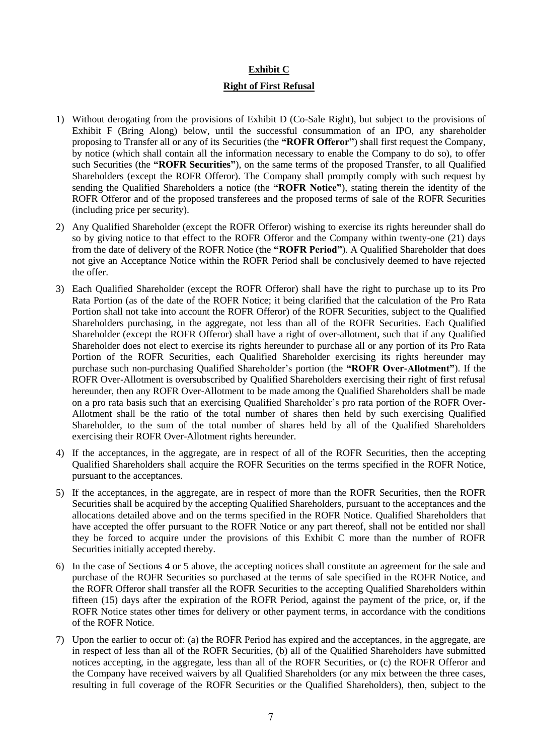**Exhibit C**

**Right of First Refusal**

1) Without derogating from the provisions of Exhibit D (Co-Sale Right), but subject to the provisions of Exhibit F (Bring Along) below, until the successful consummation of an IPO, any shareholder proposing to Transfer all or any of its Securities (the **"ROFR Offeror"**) shall first request the Company, by notice (which shall contain all the information necessary to enable the Company to do so), to offer such Securities (the **"ROFR Securities"**), on the same terms of the proposed Transfer, to all Qualified Shareholders (except the ROFR Offeror). The Company shall promptly comply with such request by sending the Qualified Shareholders a notice (the **"ROFR Notice"**), stating therein the identity of the ROFR Offeror and of the proposed transferees and the proposed terms of sale of the ROFR Securities (including price per security).

2) Any Qualified Shareholder (except the ROFR Offeror) wishing to exercise its rights hereunder shall do so by giving notice to that effect to the ROFR Offeror and the Company within twenty-one (21) days from the date of delivery of the ROFR Notice (the **"ROFR Period"**). A Qualified Shareholder that does not give an Acceptance Notice within the ROFR Period shall be conclusively deemed to have rejected the offer.

3) Each Qualified Shareholder (except the ROFR Offeror) shall have the right to purchase up to its Pro Rata Portion (as of the date of the ROFR Notice; it being clarified that the calculation of the Pro Rata Portion shall not take into account the ROFR Offeror) of the ROFR Securities, subject to the Qualified Shareholders purchasing, in the aggregate, not less than all of the ROFR Securities. Each Qualified Shareholder (except the ROFR Offeror) shall have a right of over-allotment, such that if any Qualified Shareholder does not elect to exercise its rights hereunder to purchase all or any portion of its Pro Rata Portion of the ROFR Securities, each Qualified Shareholder exercising its rights hereunder may purchase such non-purchasing Qualified Shareholder's portion (the **"ROFR Over-Allotment"**). If the ROFR Over-Allotment is oversubscribed by Qualified Shareholders exercising their right of first refusal hereunder, then any ROFR Over-Allotment to be made among the Qualified Shareholders shall be made on a pro rata basis such that an exercising Qualified Shareholder's pro rata portion of the ROFR Over-Allotment shall be the ratio of the total number of shares then held by such exercising Qualified Shareholder, to the sum of the total number of shares held by all of the Qualified Shareholders exercising their ROFR Over-Allotment rights hereunder.

4) If the acceptances, in the aggregate, are in respect of all of the ROFR Securities, then the accepting Qualified Shareholders shall acquire the ROFR Securities on the terms specified in the ROFR Notice, pursuant to the acceptances.

5) If the acceptances, in the aggregate, are in respect of more than the ROFR Securities, then the ROFR Securities shall be acquired by the accepting Qualified Shareholders, pursuant to the acceptances and the allocations detailed above and on the terms specified in the ROFR Notice. Qualified Shareholders that have accepted the offer pursuant to the ROFR Notice or any part thereof, shall not be entitled nor shall they be forced to acquire under the provisions of this Exhibit C more than the number of ROFR Securities initially accepted thereby.

6) In the case of Sections 4 or 5 above, the accepting notices shall constitute an agreement for the sale and purchase of the ROFR Securities so purchased at the terms of sale specified in the ROFR Notice, and the ROFR Offeror shall transfer all the ROFR Securities to the accepting Qualified Shareholders within fifteen (15) days after the expiration of the ROFR Period, against the payment of the price, or, if the ROFR Notice states other times for delivery or other payment terms, in accordance with the conditions of the ROFR Notice.

7) Upon the earlier to occur of: (a) the ROFR Period has expired and the acceptances, in the aggregate, are in respect of less than all of the ROFR Securities, (b) all of the Qualified Shareholders have submitted notices accepting, in the aggregate, less than all of the ROFR Securities, or (c) the ROFR Offeror and the Company have received waivers by all Qualified Shareholders (or any mix between the three cases, resulting in full coverage of the ROFR Securities or the Qualified Shareholders), then, subject to the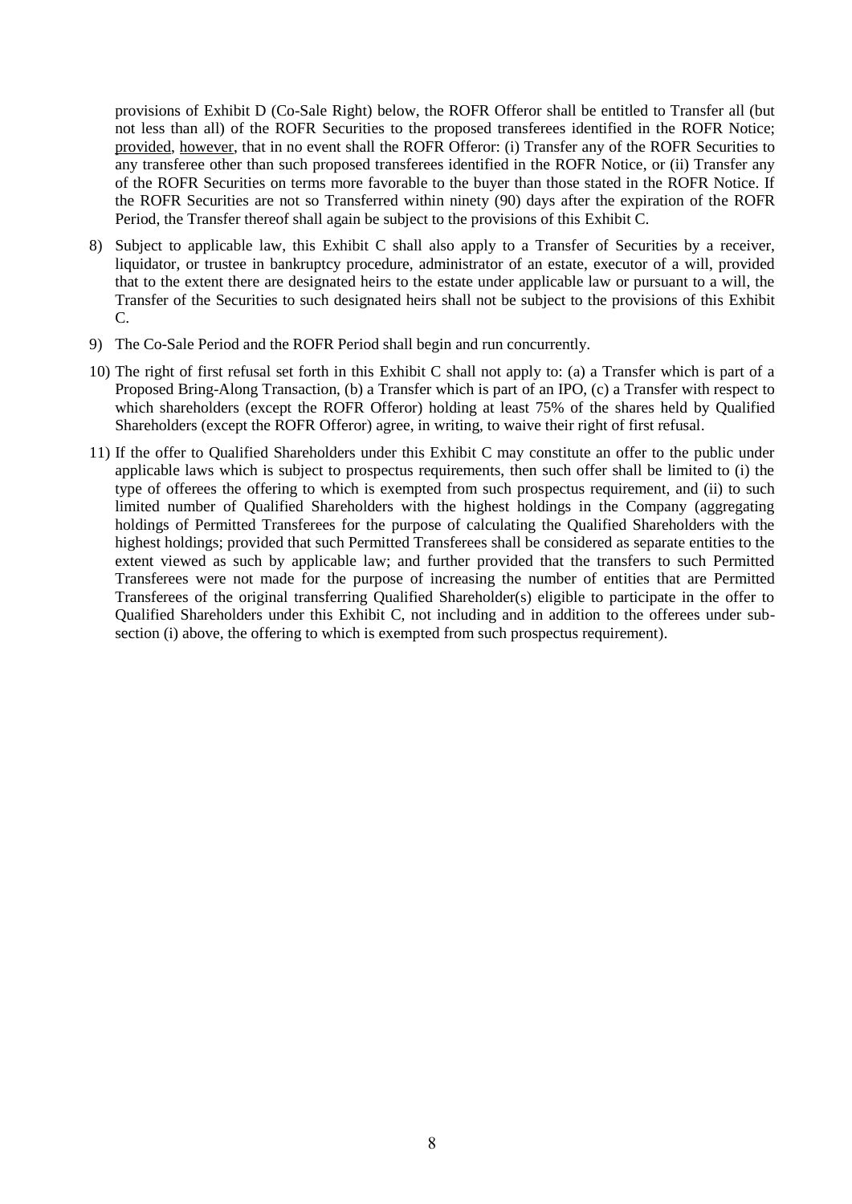provisions of Exhibit D (Co-Sale Right) below, the ROFR Offeror shall be entitled to Transfer all (but not less than all) of the ROFR Securities to the proposed transferees identified in the ROFR Notice; provided, however, that in no event shall the ROFR Offeror: (i) Transfer any of the ROFR Securities to any transferee other than such proposed transferees identified in the ROFR Notice, or (ii) Transfer any of the ROFR Securities on terms more favorable to the buyer than those stated in the ROFR Notice. If the ROFR Securities are not so Transferred within ninety (90) days after the expiration of the ROFR Period, the Transfer thereof shall again be subject to the provisions of this Exhibit C.

8) Subject to applicable law, this Exhibit C shall also apply to a Transfer of Securities by a receiver, liquidator, or trustee in bankruptcy procedure, administrator of an estate, executor of a will, provided that to the extent there are designated heirs to the estate under applicable law or pursuant to a will, the Transfer of the Securities to such designated heirs shall not be subject to the provisions of this Exhibit C.

9) The Co-Sale Period and the ROFR Period shall begin and run concurrently.

10) The right of first refusal set forth in this Exhibit C shall not apply to: (a) a Transfer which is part of a Proposed Bring-Along Transaction, (b) a Transfer which is part of an IPO, (c) a Transfer with respect to which shareholders (except the ROFR Offeror) holding at least 75% of the shares held by Qualified Shareholders (except the ROFR Offeror) agree, in writing, to waive their right of first refusal.

11) If the offer to Qualified Shareholders under this Exhibit C may constitute an offer to the public under applicable laws which is subject to prospectus requirements, then such offer shall be limited to (i) the type of offerees the offering to which is exempted from such prospectus requirement, and (ii) to such limited number of Qualified Shareholders with the highest holdings in the Company (aggregating holdings of Permitted Transferees for the purpose of calculating the Qualified Shareholders with the highest holdings; provided that such Permitted Transferees shall be considered as separate entities to the extent viewed as such by applicable law; and further provided that the transfers to such Permitted Transferees were not made for the purpose of increasing the number of entities that are Permitted Transferees of the original transferring Qualified Shareholder(s) eligible to participate in the offer to Qualified Shareholders under this Exhibit C, not including and in addition to the offerees under sub-section (i) above, the offering to which is exempted from such prospectus requirement).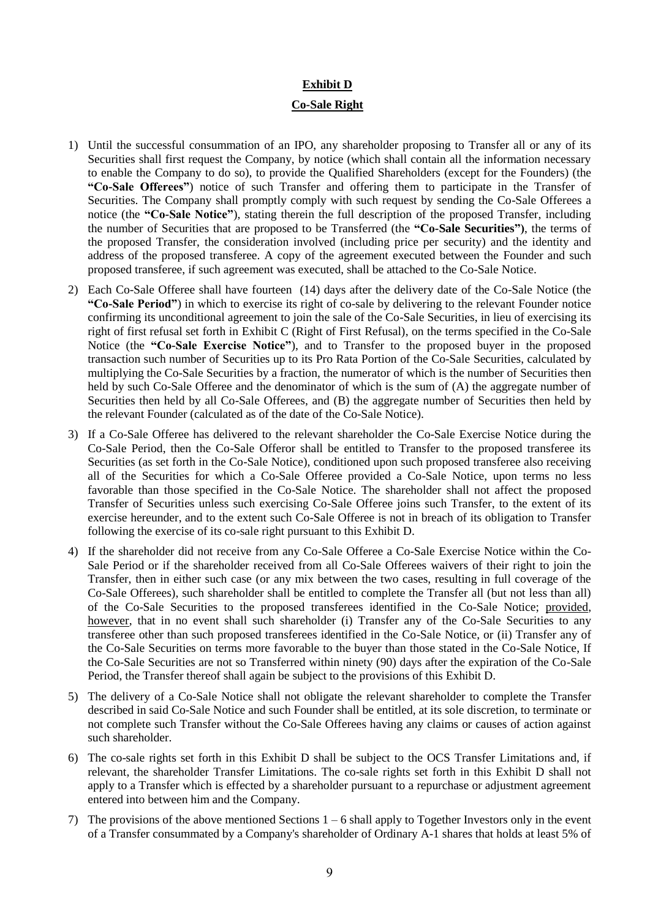# Exhibit D

## Co-Sale Right

1) Until the successful consummation of an IPO, any shareholder proposing to Transfer all or any of its Securities shall first request the Company, by notice (which shall contain all the information necessary to enable the Company to do so), to provide the Qualified Shareholders (except for the Founders) (the **"Co-Sale Offerees"**) notice of such Transfer and offering them to participate in the Transfer of Securities. The Company shall promptly comply with such request by sending the Co-Sale Offerees a notice (the **"Co-Sale Notice"**), stating therein the full description of the proposed Transfer, including the number of Securities that are proposed to be Transferred (the **"Co-Sale Securities")**, the terms of the proposed Transfer, the consideration involved (including price per security) and the identity and address of the proposed transferee. A copy of the agreement executed between the Founder and such proposed transferee, if such agreement was executed, shall be attached to the Co-Sale Notice.

2) Each Co-Sale Offeree shall have fourteen (14) days after the delivery date of the Co-Sale Notice (the **"Co-Sale Period"**) in which to exercise its right of co-sale by delivering to the relevant Founder notice confirming its unconditional agreement to join the sale of the Co-Sale Securities, in lieu of exercising its right of first refusal set forth in Exhibit C (Right of First Refusal), on the terms specified in the Co-Sale Notice (the **"Co-Sale Exercise Notice"**), and to Transfer to the proposed buyer in the proposed transaction such number of Securities up to its Pro Rata Portion of the Co-Sale Securities, calculated by multiplying the Co-Sale Securities by a fraction, the numerator of which is the number of Securities then held by such Co-Sale Offeree and the denominator of which is the sum of (A) the aggregate number of Securities then held by all Co-Sale Offerees, and (B) the aggregate number of Securities then held by the relevant Founder (calculated as of the date of the Co-Sale Notice).

3) If a Co-Sale Offeree has delivered to the relevant shareholder the Co-Sale Exercise Notice during the Co-Sale Period, then the Co-Sale Offeror shall be entitled to Transfer to the proposed transferee its Securities (as set forth in the Co-Sale Notice), conditioned upon such proposed transferee also receiving all of the Securities for which a Co-Sale Offeree provided a Co-Sale Notice, upon terms no less favorable than those specified in the Co-Sale Notice. The shareholder shall not affect the proposed Transfer of Securities unless such exercising Co-Sale Offeree joins such Transfer, to the extent of its exercise hereunder, and to the extent such Co-Sale Offeree is not in breach of its obligation to Transfer following the exercise of its co-sale right pursuant to this Exhibit D.

4) If the shareholder did not receive from any Co-Sale Offeree a Co-Sale Exercise Notice within the Co-Sale Period or if the shareholder received from all Co-Sale Offerees waivers of their right to join the Transfer, then in either such case (or any mix between the two cases, resulting in full coverage of the Co-Sale Offerees), such shareholder shall be entitled to complete the Transfer all (but not less than all) of the Co-Sale Securities to the proposed transferees identified in the Co-Sale Notice; provided, however, that in no event shall such shareholder (i) Transfer any of the Co-Sale Securities to any transferee other than such proposed transferees identified in the Co-Sale Notice, or (ii) Transfer any of the Co-Sale Securities on terms more favorable to the buyer than those stated in the Co-Sale Notice, If the Co-Sale Securities are not so Transferred within ninety (90) days after the expiration of the Co-Sale Period, the Transfer thereof shall again be subject to the provisions of this Exhibit D.

5) The delivery of a Co-Sale Notice shall not obligate the relevant shareholder to complete the Transfer described in said Co-Sale Notice and such Founder shall be entitled, at its sole discretion, to terminate or not complete such Transfer without the Co-Sale Offerees having any claims or causes of action against such shareholder.

6) The co-sale rights set forth in this Exhibit D shall be subject to the OCS Transfer Limitations and, if relevant, the shareholder Transfer Limitations. The co-sale rights set forth in this Exhibit D shall not apply to a Transfer which is effected by a shareholder pursuant to a repurchase or adjustment agreement entered into between him and the Company.

7) The provisions of the above mentioned Sections 1 – 6 shall apply to Together Investors only in the event of a Transfer consummated by a Company's shareholder of Ordinary A-1 shares that holds at least 5% of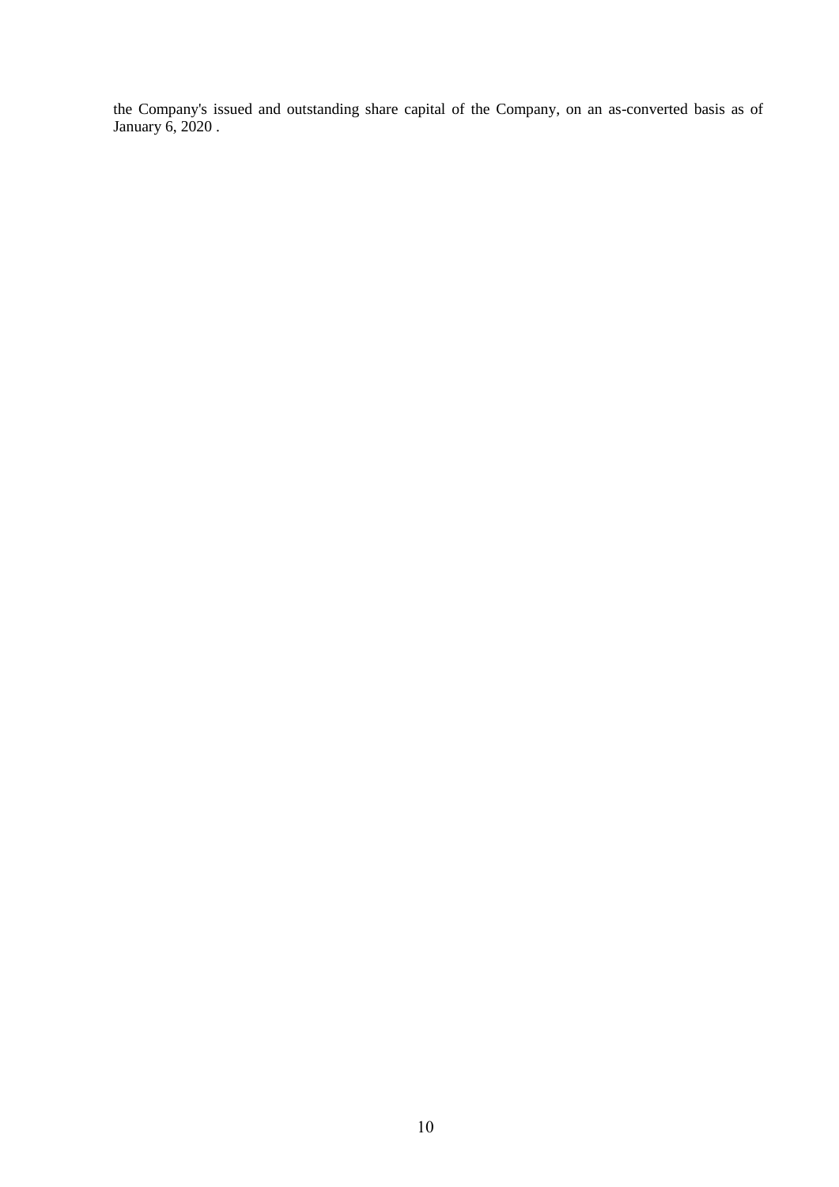the Company's issued and outstanding share capital of the Company, on an as-converted basis as of January 6, 2020 .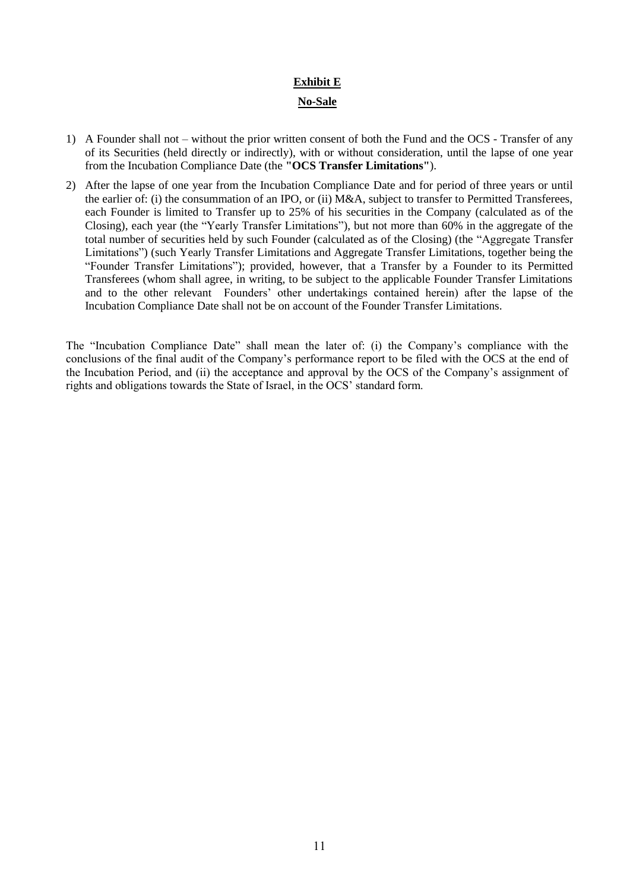# Exhibit E

## No-Sale

1) A Founder shall not – without the prior written consent of both the Fund and the OCS - Transfer of any of its Securities (held directly or indirectly), with or without consideration, until the lapse of one year from the Incubation Compliance Date (the **"OCS Transfer Limitations"**).

2) After the lapse of one year from the Incubation Compliance Date and for period of three years or until the earlier of: (i) the consummation of an IPO, or (ii) M&A, subject to transfer to Permitted Transferees, each Founder is limited to Transfer up to 25% of his securities in the Company (calculated as of the Closing), each year (the "Yearly Transfer Limitations"), but not more than 60% in the aggregate of the total number of securities held by such Founder (calculated as of the Closing) (the "Aggregate Transfer Limitations") (such Yearly Transfer Limitations and Aggregate Transfer Limitations, together being the "Founder Transfer Limitations"); provided, however, that a Transfer by a Founder to its Permitted Transferees (whom shall agree, in writing, to be subject to the applicable Founder Transfer Limitations and to the other relevant Founders' other undertakings contained herein) after the lapse of the Incubation Compliance Date shall not be on account of the Founder Transfer Limitations.

The "Incubation Compliance Date" shall mean the later of: (i) the Company's compliance with the conclusions of the final audit of the Company's performance report to be filed with the OCS at the end of the Incubation Period, and (ii) the acceptance and approval by the OCS of the Company's assignment of rights and obligations towards the State of Israel, in the OCS' standard form.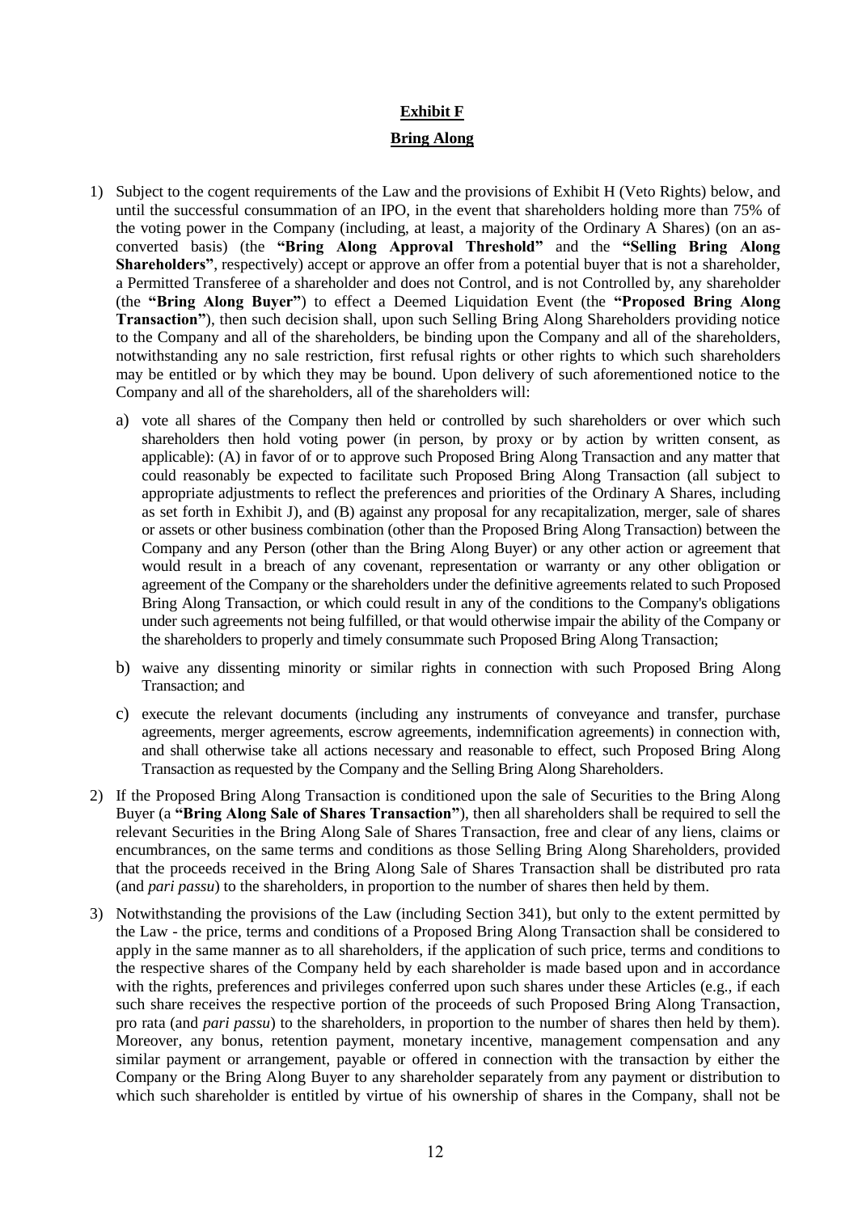# Exhibit F

## Bring Along

1) Subject to the cogent requirements of the Law and the provisions of Exhibit H (Veto Rights) below, and until the successful consummation of an IPO, in the event that shareholders holding more than 75% of the voting power in the Company (including, at least, a majority of the Ordinary A Shares) (on an as-converted basis) (the **"Bring Along Approval Threshold"** and the **"Selling Bring Along Shareholders"**, respectively) accept or approve an offer from a potential buyer that is not a shareholder, a Permitted Transferee of a shareholder and does not Control, and is not Controlled by, any shareholder (the **"Bring Along Buyer"**) to effect a Deemed Liquidation Event (the **"Proposed Bring Along Transaction"**), then such decision shall, upon such Selling Bring Along Shareholders providing notice to the Company and all of the shareholders, be binding upon the Company and all of the shareholders, notwithstanding any no sale restriction, first refusal rights or other rights to which such shareholders may be entitled or by which they may be bound. Upon delivery of such aforementioned notice to the Company and all of the shareholders, all of the shareholders will:

   a) vote all shares of the Company then held or controlled by such shareholders or over which such shareholders then hold voting power (in person, by proxy or by action by written consent, as applicable): (A) in favor of or to approve such Proposed Bring Along Transaction and any matter that could reasonably be expected to facilitate such Proposed Bring Along Transaction (all subject to appropriate adjustments to reflect the preferences and priorities of the Ordinary A Shares, including as set forth in Exhibit J), and (B) against any proposal for any recapitalization, merger, sale of shares or assets or other business combination (other than the Proposed Bring Along Transaction) between the Company and any Person (other than the Bring Along Buyer) or any other action or agreement that would result in a breach of any covenant, representation or warranty or any other obligation or agreement of the Company or the shareholders under the definitive agreements related to such Proposed Bring Along Transaction, or which could result in any of the conditions to the Company's obligations under such agreements not being fulfilled, or that would otherwise impair the ability of the Company or the shareholders to properly and timely consummate such Proposed Bring Along Transaction;

   b) waive any dissenting minority or similar rights in connection with such Proposed Bring Along Transaction; and

   c) execute the relevant documents (including any instruments of conveyance and transfer, purchase agreements, merger agreements, escrow agreements, indemnification agreements) in connection with, and shall otherwise take all actions necessary and reasonable to effect, such Proposed Bring Along Transaction as requested by the Company and the Selling Bring Along Shareholders.

2) If the Proposed Bring Along Transaction is conditioned upon the sale of Securities to the Bring Along Buyer (a **"Bring Along Sale of Shares Transaction"**), then all shareholders shall be required to sell the relevant Securities in the Bring Along Sale of Shares Transaction, free and clear of any liens, claims or encumbrances, on the same terms and conditions as those Selling Bring Along Shareholders, provided that the proceeds received in the Bring Along Sale of Shares Transaction shall be distributed pro rata (and *pari passu*) to the shareholders, in proportion to the number of shares then held by them.

3) Notwithstanding the provisions of the Law (including Section 341), but only to the extent permitted by the Law - the price, terms and conditions of a Proposed Bring Along Transaction shall be considered to apply in the same manner as to all shareholders, if the application of such price, terms and conditions to the respective shares of the Company held by each shareholder is made based upon and in accordance with the rights, preferences and privileges conferred upon such shares under these Articles (e.g., if each such share receives the respective portion of the proceeds of such Proposed Bring Along Transaction, pro rata (and *pari passu*) to the shareholders, in proportion to the number of shares then held by them). Moreover, any bonus, retention payment, monetary incentive, management compensation and any similar payment or arrangement, payable or offered in connection with the transaction by either the Company or the Bring Along Buyer to any shareholder separately from any payment or distribution to which such shareholder is entitled by virtue of his ownership of shares in the Company, shall not be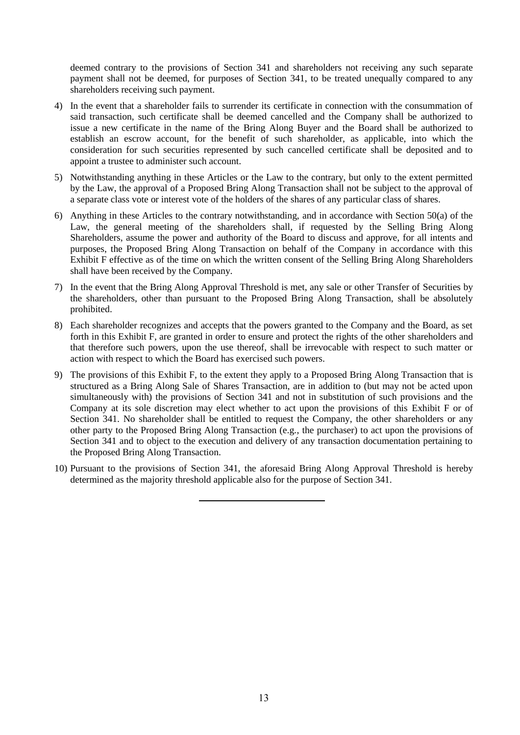deemed contrary to the provisions of Section 341 and shareholders not receiving any such separate payment shall not be deemed, for purposes of Section 341, to be treated unequally compared to any shareholders receiving such payment.

4) In the event that a shareholder fails to surrender its certificate in connection with the consummation of said transaction, such certificate shall be deemed cancelled and the Company shall be authorized to issue a new certificate in the name of the Bring Along Buyer and the Board shall be authorized to establish an escrow account, for the benefit of such shareholder, as applicable, into which the consideration for such securities represented by such cancelled certificate shall be deposited and to appoint a trustee to administer such account.

5) Notwithstanding anything in these Articles or the Law to the contrary, but only to the extent permitted by the Law, the approval of a Proposed Bring Along Transaction shall not be subject to the approval of a separate class vote or interest vote of the holders of the shares of any particular class of shares.

6) Anything in these Articles to the contrary notwithstanding, and in accordance with Section 50(a) of the Law, the general meeting of the shareholders shall, if requested by the Selling Bring Along Shareholders, assume the power and authority of the Board to discuss and approve, for all intents and purposes, the Proposed Bring Along Transaction on behalf of the Company in accordance with this Exhibit F effective as of the time on which the written consent of the Selling Bring Along Shareholders shall have been received by the Company.

7) In the event that the Bring Along Approval Threshold is met, any sale or other Transfer of Securities by the shareholders, other than pursuant to the Proposed Bring Along Transaction, shall be absolutely prohibited.

8) Each shareholder recognizes and accepts that the powers granted to the Company and the Board, as set forth in this Exhibit F, are granted in order to ensure and protect the rights of the other shareholders and that therefore such powers, upon the use thereof, shall be irrevocable with respect to such matter or action with respect to which the Board has exercised such powers.

9) The provisions of this Exhibit F, to the extent they apply to a Proposed Bring Along Transaction that is structured as a Bring Along Sale of Shares Transaction, are in addition to (but may not be acted upon simultaneously with) the provisions of Section 341 and not in substitution of such provisions and the Company at its sole discretion may elect whether to act upon the provisions of this Exhibit F or of Section 341. No shareholder shall be entitled to request the Company, the other shareholders or any other party to the Proposed Bring Along Transaction (e.g., the purchaser) to act upon the provisions of Section 341 and to object to the execution and delivery of any transaction documentation pertaining to the Proposed Bring Along Transaction.

10) Pursuant to the provisions of Section 341, the aforesaid Bring Along Approval Threshold is hereby determined as the majority threshold applicable also for the purpose of Section 341.

---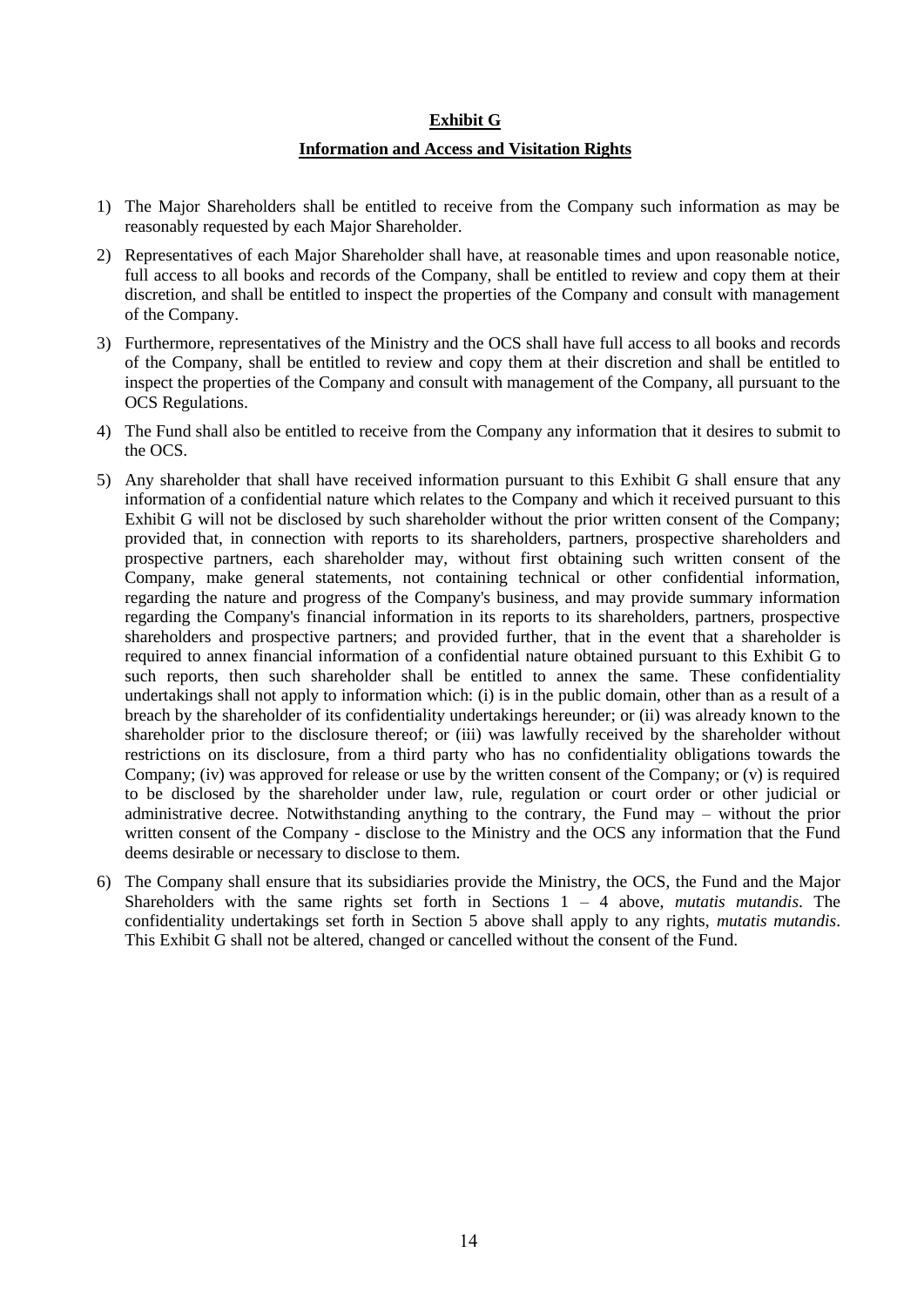**Exhibit G**

**Information and Access and Visitation Rights**

1) The Major Shareholders shall be entitled to receive from the Company such information as may be reasonably requested by each Major Shareholder.

2) Representatives of each Major Shareholder shall have, at reasonable times and upon reasonable notice, full access to all books and records of the Company, shall be entitled to review and copy them at their discretion, and shall be entitled to inspect the properties of the Company and consult with management of the Company.

3) Furthermore, representatives of the Ministry and the OCS shall have full access to all books and records of the Company, shall be entitled to review and copy them at their discretion and shall be entitled to inspect the properties of the Company and consult with management of the Company, all pursuant to the OCS Regulations.

4) The Fund shall also be entitled to receive from the Company any information that it desires to submit to the OCS.

5) Any shareholder that shall have received information pursuant to this Exhibit G shall ensure that any information of a confidential nature which relates to the Company and which it received pursuant to this Exhibit G will not be disclosed by such shareholder without the prior written consent of the Company; provided that, in connection with reports to its shareholders, partners, prospective shareholders and prospective partners, each shareholder may, without first obtaining such written consent of the Company, make general statements, not containing technical or other confidential information, regarding the nature and progress of the Company's business, and may provide summary information regarding the Company's financial information in its reports to its shareholders, partners, prospective shareholders and prospective partners; and provided further, that in the event that a shareholder is required to annex financial information of a confidential nature obtained pursuant to this Exhibit G to such reports, then such shareholder shall be entitled to annex the same. These confidentiality undertakings shall not apply to information which: (i) is in the public domain, other than as a result of a breach by the shareholder of its confidentiality undertakings hereunder; or (ii) was already known to the shareholder prior to the disclosure thereof; or (iii) was lawfully received by the shareholder without restrictions on its disclosure, from a third party who has no confidentiality obligations towards the Company; (iv) was approved for release or use by the written consent of the Company; or (v) is required to be disclosed by the shareholder under law, rule, regulation or court order or other judicial or administrative decree. Notwithstanding anything to the contrary, the Fund may – without the prior written consent of the Company - disclose to the Ministry and the OCS any information that the Fund deems desirable or necessary to disclose to them.

6) The Company shall ensure that its subsidiaries provide the Ministry, the OCS, the Fund and the Major Shareholders with the same rights set forth in Sections 1 – 4 above, *mutatis mutandis*. The confidentiality undertakings set forth in Section 5 above shall apply to any rights, *mutatis mutandis*. This Exhibit G shall not be altered, changed or cancelled without the consent of the Fund.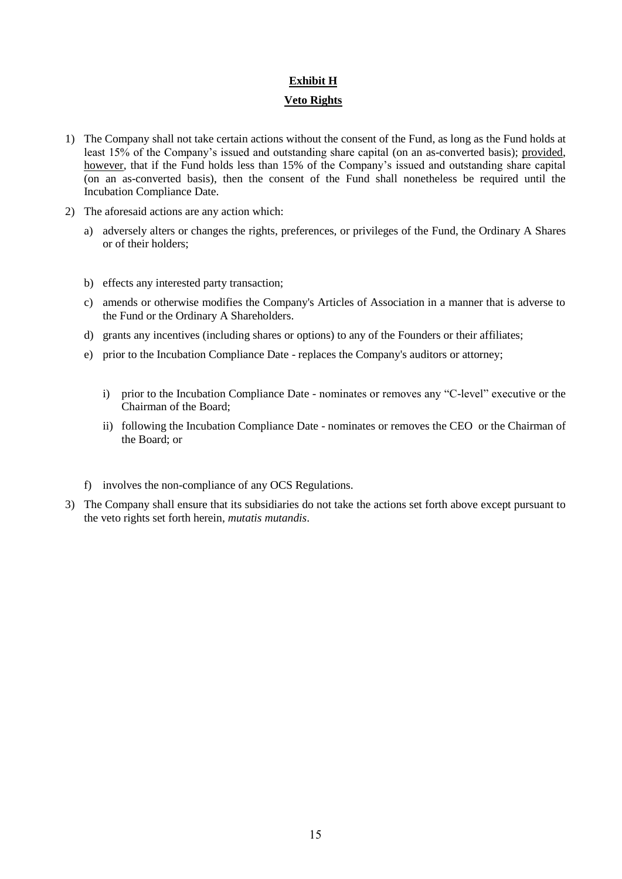**Exhibit H**

**Veto Rights**

1) The Company shall not take certain actions without the consent of the Fund, as long as the Fund holds at least 15% of the Company's issued and outstanding share capital (on an as-converted basis); provided, however, that if the Fund holds less than 15% of the Company's issued and outstanding share capital (on an as-converted basis), then the consent of the Fund shall nonetheless be required until the Incubation Compliance Date.

2) The aforesaid actions are any action which:

   a) adversely alters or changes the rights, preferences, or privileges of the Fund, the Ordinary A Shares or of their holders;

   b) effects any interested party transaction;

   c) amends or otherwise modifies the Company's Articles of Association in a manner that is adverse to the Fund or the Ordinary A Shareholders.

   d) grants any incentives (including shares or options) to any of the Founders or their affiliates;

   e) prior to the Incubation Compliance Date - replaces the Company's auditors or attorney;

      i) prior to the Incubation Compliance Date - nominates or removes any "C-level" executive or the Chairman of the Board;

      ii) following the Incubation Compliance Date - nominates or removes the CEO or the Chairman of the Board; or

   f) involves the non-compliance of any OCS Regulations.

3) The Company shall ensure that its subsidiaries do not take the actions set forth above except pursuant to the veto rights set forth herein, *mutatis mutandis*.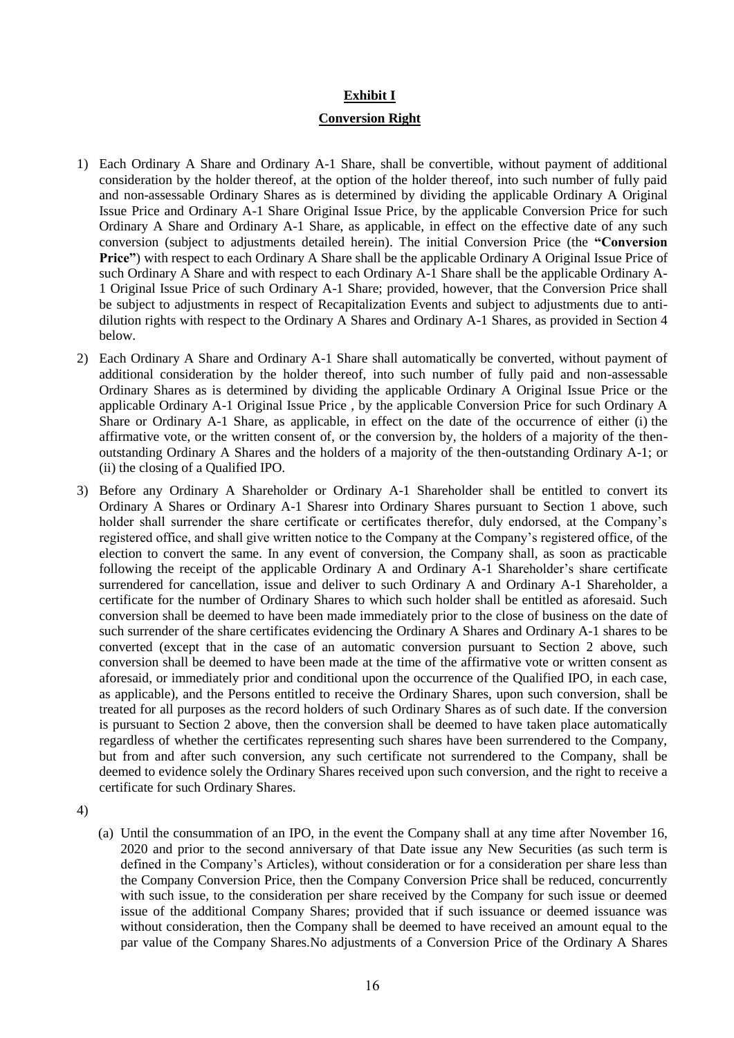**Exhibit I**

**Conversion Right**

1) Each Ordinary A Share and Ordinary A-1 Share, shall be convertible, without payment of additional consideration by the holder thereof, at the option of the holder thereof, into such number of fully paid and non-assessable Ordinary Shares as is determined by dividing the applicable Ordinary A Original Issue Price and Ordinary A-1 Share Original Issue Price, by the applicable Conversion Price for such Ordinary A Share and Ordinary A-1 Share, as applicable, in effect on the effective date of any such conversion (subject to adjustments detailed herein). The initial Conversion Price (the **"Conversion Price"**) with respect to each Ordinary A Share shall be the applicable Ordinary A Original Issue Price of such Ordinary A Share and with respect to each Ordinary A-1 Share shall be the applicable Ordinary A-1 Original Issue Price of such Ordinary A-1 Share; provided, however, that the Conversion Price shall be subject to adjustments in respect of Recapitalization Events and subject to adjustments due to anti-dilution rights with respect to the Ordinary A Shares and Ordinary A-1 Shares, as provided in Section 4 below.

2) Each Ordinary A Share and Ordinary A-1 Share shall automatically be converted, without payment of additional consideration by the holder thereof, into such number of fully paid and non-assessable Ordinary Shares as is determined by dividing the applicable Ordinary A Original Issue Price or the applicable Ordinary A-1 Original Issue Price , by the applicable Conversion Price for such Ordinary A Share or Ordinary A-1 Share, as applicable, in effect on the date of the occurrence of either (i) the affirmative vote, or the written consent of, or the conversion by, the holders of a majority of the then-outstanding Ordinary A Shares and the holders of a majority of the then-outstanding Ordinary A-1; or (ii) the closing of a Qualified IPO.

3) Before any Ordinary A Shareholder or Ordinary A-1 Shareholder shall be entitled to convert its Ordinary A Shares or Ordinary A-1 Sharesr into Ordinary Shares pursuant to Section 1 above, such holder shall surrender the share certificate or certificates therefor, duly endorsed, at the Company's registered office, and shall give written notice to the Company at the Company's registered office, of the election to convert the same. In any event of conversion, the Company shall, as soon as practicable following the receipt of the applicable Ordinary A and Ordinary A-1 Shareholder's share certificate surrendered for cancellation, issue and deliver to such Ordinary A and Ordinary A-1 Shareholder, a certificate for the number of Ordinary Shares to which such holder shall be entitled as aforesaid. Such conversion shall be deemed to have been made immediately prior to the close of business on the date of such surrender of the share certificates evidencing the Ordinary A Shares and Ordinary A-1 shares to be converted (except that in the case of an automatic conversion pursuant to Section 2 above, such conversion shall be deemed to have been made at the time of the affirmative vote or written consent as aforesaid, or immediately prior and conditional upon the occurrence of the Qualified IPO, in each case, as applicable), and the Persons entitled to receive the Ordinary Shares, upon such conversion, shall be treated for all purposes as the record holders of such Ordinary Shares as of such date. If the conversion is pursuant to Section 2 above, then the conversion shall be deemed to have taken place automatically regardless of whether the certificates representing such shares have been surrendered to the Company, but from and after such conversion, any such certificate not surrendered to the Company, shall be deemed to evidence solely the Ordinary Shares received upon such conversion, and the right to receive a certificate for such Ordinary Shares.

4)

(a) Until the consummation of an IPO, in the event the Company shall at any time after November 16, 2020 and prior to the second anniversary of that Date issue any New Securities (as such term is defined in the Company's Articles), without consideration or for a consideration per share less than the Company Conversion Price, then the Company Conversion Price shall be reduced, concurrently with such issue, to the consideration per share received by the Company for such issue or deemed issue of the additional Company Shares; provided that if such issuance or deemed issuance was without consideration, then the Company shall be deemed to have received an amount equal to the par value of the Company Shares.No adjustments of a Conversion Price of the Ordinary A Shares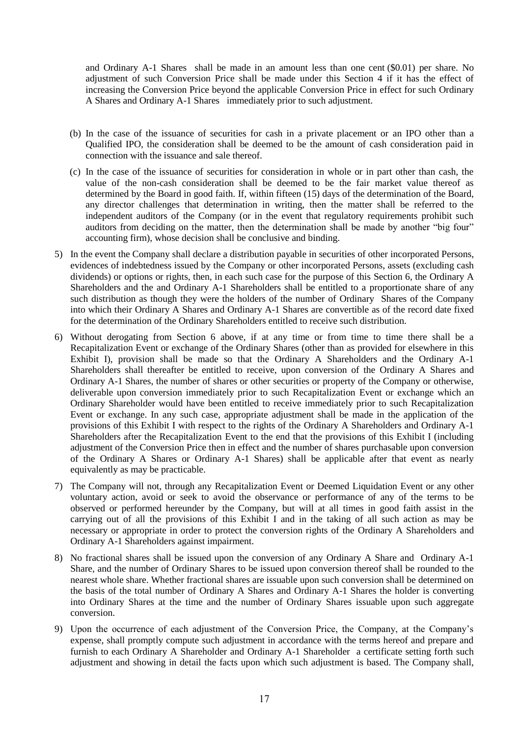and Ordinary A-1 Shares shall be made in an amount less than one cent ($0.01) per share. No adjustment of such Conversion Price shall be made under this Section 4 if it has the effect of increasing the Conversion Price beyond the applicable Conversion Price in effect for such Ordinary A Shares and Ordinary A-1 Shares immediately prior to such adjustment.

(b) In the case of the issuance of securities for cash in a private placement or an IPO other than a Qualified IPO, the consideration shall be deemed to be the amount of cash consideration paid in connection with the issuance and sale thereof.

(c) In the case of the issuance of securities for consideration in whole or in part other than cash, the value of the non-cash consideration shall be deemed to be the fair market value thereof as determined by the Board in good faith. If, within fifteen (15) days of the determination of the Board, any director challenges that determination in writing, then the matter shall be referred to the independent auditors of the Company (or in the event that regulatory requirements prohibit such auditors from deciding on the matter, then the determination shall be made by another "big four" accounting firm), whose decision shall be conclusive and binding.

5) In the event the Company shall declare a distribution payable in securities of other incorporated Persons, evidences of indebtedness issued by the Company or other incorporated Persons, assets (excluding cash dividends) or options or rights, then, in each such case for the purpose of this Section 6, the Ordinary A Shareholders and the and Ordinary A-1 Shareholders shall be entitled to a proportionate share of any such distribution as though they were the holders of the number of Ordinary Shares of the Company into which their Ordinary A Shares and Ordinary A-1 Shares are convertible as of the record date fixed for the determination of the Ordinary Shareholders entitled to receive such distribution.

6) Without derogating from Section 6 above, if at any time or from time to time there shall be a Recapitalization Event or exchange of the Ordinary Shares (other than as provided for elsewhere in this Exhibit I), provision shall be made so that the Ordinary A Shareholders and the Ordinary A-1 Shareholders shall thereafter be entitled to receive, upon conversion of the Ordinary A Shares and Ordinary A-1 Shares, the number of shares or other securities or property of the Company or otherwise, deliverable upon conversion immediately prior to such Recapitalization Event or exchange which an Ordinary Shareholder would have been entitled to receive immediately prior to such Recapitalization Event or exchange. In any such case, appropriate adjustment shall be made in the application of the provisions of this Exhibit I with respect to the rights of the Ordinary A Shareholders and Ordinary A-1 Shareholders after the Recapitalization Event to the end that the provisions of this Exhibit I (including adjustment of the Conversion Price then in effect and the number of shares purchasable upon conversion of the Ordinary A Shares or Ordinary A-1 Shares) shall be applicable after that event as nearly equivalently as may be practicable.

7) The Company will not, through any Recapitalization Event or Deemed Liquidation Event or any other voluntary action, avoid or seek to avoid the observance or performance of any of the terms to be observed or performed hereunder by the Company, but will at all times in good faith assist in the carrying out of all the provisions of this Exhibit I and in the taking of all such action as may be necessary or appropriate in order to protect the conversion rights of the Ordinary A Shareholders and Ordinary A-1 Shareholders against impairment.

8) No fractional shares shall be issued upon the conversion of any Ordinary A Share and Ordinary A-1 Share, and the number of Ordinary Shares to be issued upon conversion thereof shall be rounded to the nearest whole share. Whether fractional shares are issuable upon such conversion shall be determined on the basis of the total number of Ordinary A Shares and Ordinary A-1 Shares the holder is converting into Ordinary Shares at the time and the number of Ordinary Shares issuable upon such aggregate conversion.

9) Upon the occurrence of each adjustment of the Conversion Price, the Company, at the Company's expense, shall promptly compute such adjustment in accordance with the terms hereof and prepare and furnish to each Ordinary A Shareholder and Ordinary A-1 Shareholder a certificate setting forth such adjustment and showing in detail the facts upon which such adjustment is based. The Company shall,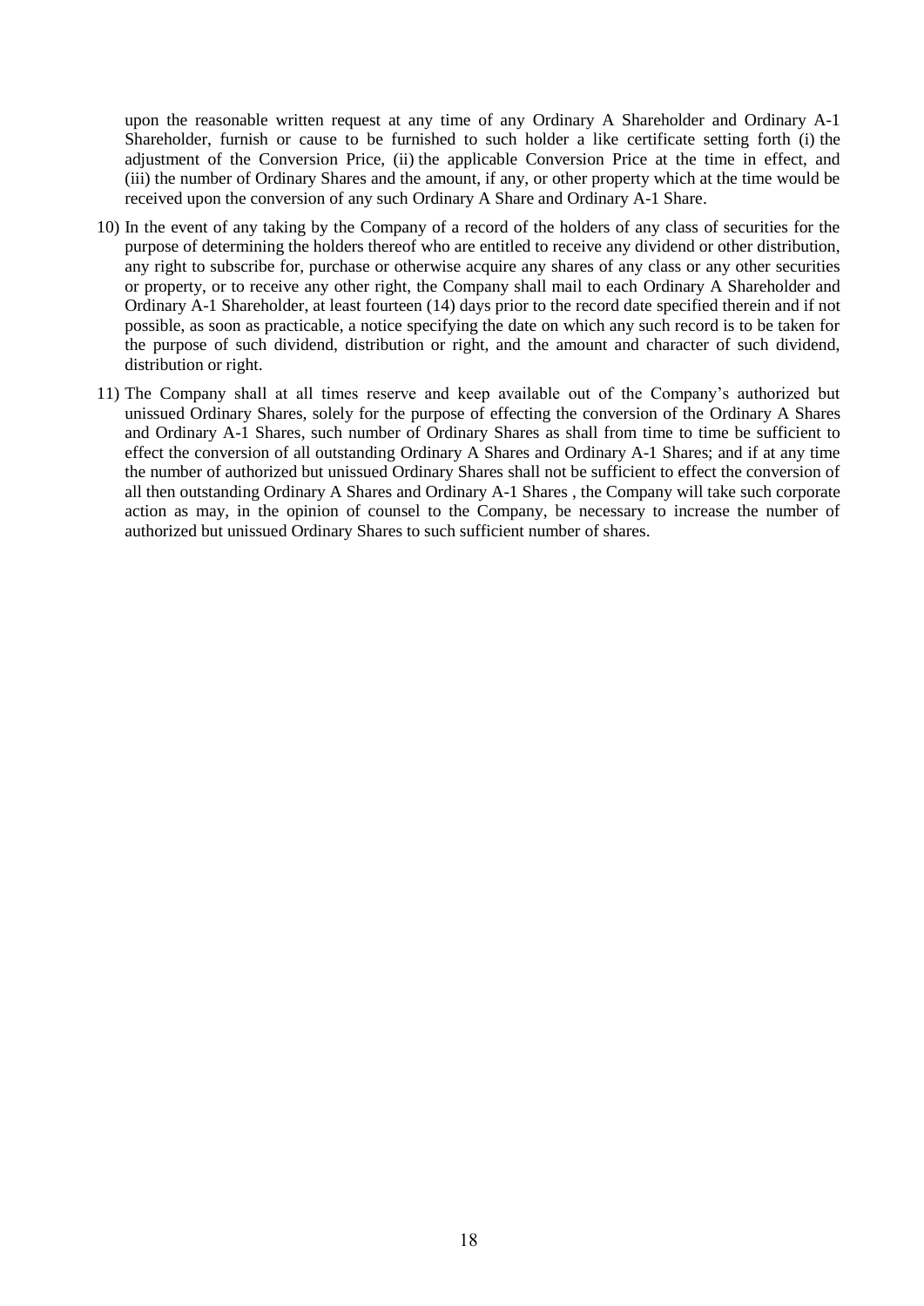upon the reasonable written request at any time of any Ordinary A Shareholder and Ordinary A-1 Shareholder, furnish or cause to be furnished to such holder a like certificate setting forth (i) the adjustment of the Conversion Price, (ii) the applicable Conversion Price at the time in effect, and (iii) the number of Ordinary Shares and the amount, if any, or other property which at the time would be received upon the conversion of any such Ordinary A Share and Ordinary A-1 Share.

10) In the event of any taking by the Company of a record of the holders of any class of securities for the purpose of determining the holders thereof who are entitled to receive any dividend or other distribution, any right to subscribe for, purchase or otherwise acquire any shares of any class or any other securities or property, or to receive any other right, the Company shall mail to each Ordinary A Shareholder and Ordinary A-1 Shareholder, at least fourteen (14) days prior to the record date specified therein and if not possible, as soon as practicable, a notice specifying the date on which any such record is to be taken for the purpose of such dividend, distribution or right, and the amount and character of such dividend, distribution or right.

11) The Company shall at all times reserve and keep available out of the Company's authorized but unissued Ordinary Shares, solely for the purpose of effecting the conversion of the Ordinary A Shares and Ordinary A-1 Shares, such number of Ordinary Shares as shall from time to time be sufficient to effect the conversion of all outstanding Ordinary A Shares and Ordinary A-1 Shares; and if at any time the number of authorized but unissued Ordinary Shares shall not be sufficient to effect the conversion of all then outstanding Ordinary A Shares and Ordinary A-1 Shares , the Company will take such corporate action as may, in the opinion of counsel to the Company, be necessary to increase the number of authorized but unissued Ordinary Shares to such sufficient number of shares.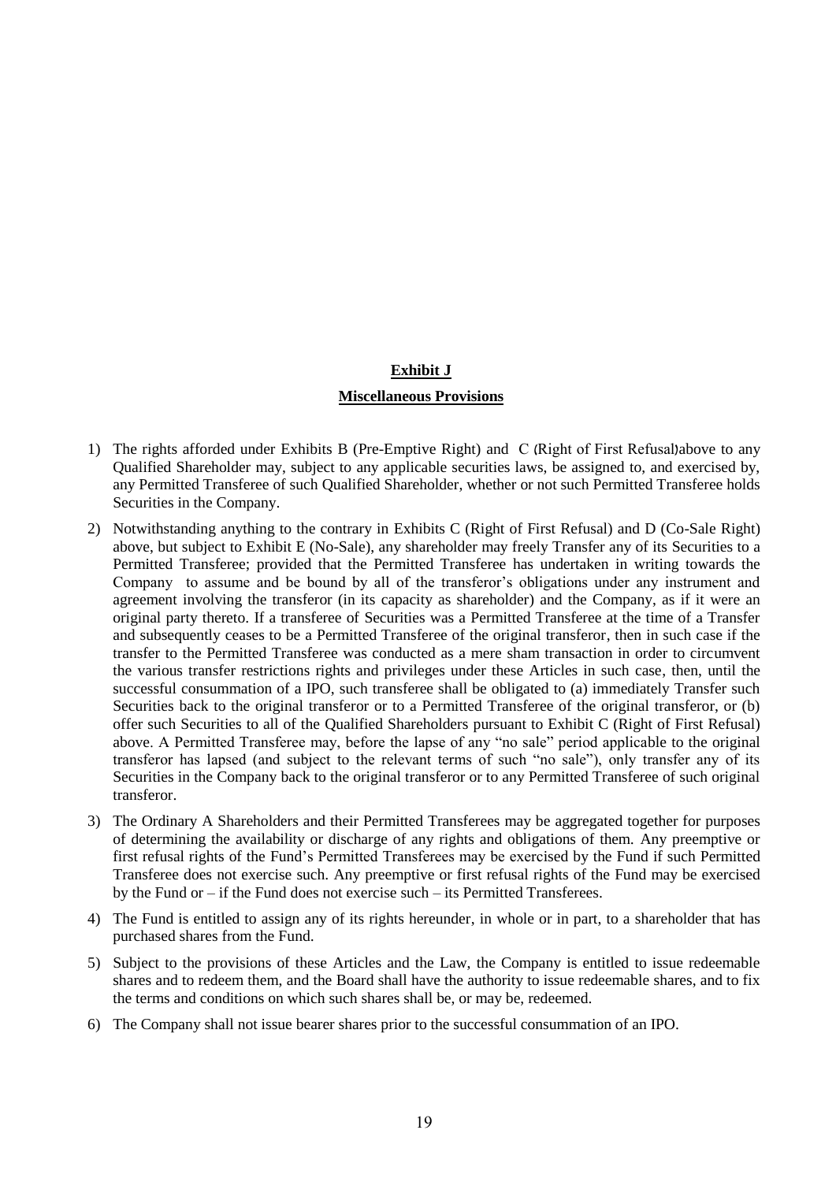## **Exhibit J**

### **Miscellaneous Provisions**

1) The rights afforded under Exhibits B (Pre-Emptive Right) and C (Right of First Refusal) above to any Qualified Shareholder may, subject to any applicable securities laws, be assigned to, and exercised by, any Permitted Transferee of such Qualified Shareholder, whether or not such Permitted Transferee holds Securities in the Company.
2) Notwithstanding anything to the contrary in Exhibits C (Right of First Refusal) and D (Co-Sale Right) above, but subject to Exhibit E (No-Sale), any shareholder may freely Transfer any of its Securities to a Permitted Transferee; provided that the Permitted Transferee has undertaken in writing towards the Company to assume and be bound by all of the transferor's obligations under any instrument and agreement involving the transferor (in its capacity as shareholder) and the Company, as if it were an original party thereto. If a transferee of Securities was a Permitted Transferee at the time of a Transfer and subsequently ceases to be a Permitted Transferee of the original transferor, then in such case if the transfer to the Permitted Transferee was conducted as a mere sham transaction in order to circumvent the various transfer restrictions rights and privileges under these Articles in such case, then, until the successful consummation of a IPO, such transferee shall be obligated to (a) immediately Transfer such Securities back to the original transferor or to a Permitted Transferee of the original transferor, or (b) offer such Securities to all of the Qualified Shareholders pursuant to Exhibit C (Right of First Refusal) above. A Permitted Transferee may, before the lapse of any "no sale" period applicable to the original transferor has lapsed (and subject to the relevant terms of such "no sale"), only transfer any of its Securities in the Company back to the original transferor or to any Permitted Transferee of such original transferor.
3) The Ordinary A Shareholders and their Permitted Transferees may be aggregated together for purposes of determining the availability or discharge of any rights and obligations of them. Any preemptive or first refusal rights of the Fund's Permitted Transferees may be exercised by the Fund if such Permitted Transferee does not exercise such. Any preemptive or first refusal rights of the Fund may be exercised by the Fund or – if the Fund does not exercise such – its Permitted Transferees.
4) The Fund is entitled to assign any of its rights hereunder, in whole or in part, to a shareholder that has purchased shares from the Fund.
5) Subject to the provisions of these Articles and the Law, the Company is entitled to issue redeemable shares and to redeem them, and the Board shall have the authority to issue redeemable shares, and to fix the terms and conditions on which such shares shall be, or may be, redeemed.
6) The Company shall not issue bearer shares prior to the successful consummation of an IPO.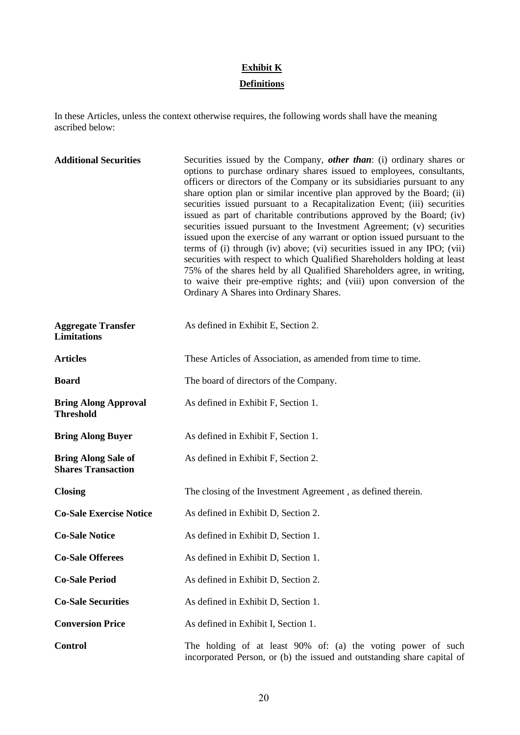# Exhibit K

## Definitions

In these Articles, unless the context otherwise requires, the following words shall have the meaning ascribed below:

| | |
|---|---|
| **Additional Securities** | Securities issued by the Company, ***other than***: (i) ordinary shares or options to purchase ordinary shares issued to employees, consultants, officers or directors of the Company or its subsidiaries pursuant to any share option plan or similar incentive plan approved by the Board; (ii) securities issued pursuant to a Recapitalization Event; (iii) securities issued as part of charitable contributions approved by the Board; (iv) securities issued pursuant to the Investment Agreement; (v) securities issued upon the exercise of any warrant or option issued pursuant to the terms of (i) through (iv) above; (vi) securities issued in any IPO; (vii) securities with respect to which Qualified Shareholders holding at least 75% of the shares held by all Qualified Shareholders agree, in writing, to waive their pre-emptive rights; and (viii) upon conversion of the Ordinary A Shares into Ordinary Shares. |
| **Aggregate Transfer Limitations** | As defined in Exhibit E, Section 2. |
| **Articles** | These Articles of Association, as amended from time to time. |
| **Board** | The board of directors of the Company. |
| **Bring Along Approval Threshold** | As defined in Exhibit F, Section 1. |
| **Bring Along Buyer** | As defined in Exhibit F, Section 1. |
| **Bring Along Sale of Shares Transaction** | As defined in Exhibit F, Section 2. |
| **Closing** | The closing of the Investment Agreement , as defined therein. |
| **Co-Sale Exercise Notice** | As defined in Exhibit D, Section 2. |
| **Co-Sale Notice** | As defined in Exhibit D, Section 1. |
| **Co-Sale Offerees** | As defined in Exhibit D, Section 1. |
| **Co-Sale Period** | As defined in Exhibit D, Section 2. |
| **Co-Sale Securities** | As defined in Exhibit D, Section 1. |
| **Conversion Price** | As defined in Exhibit I, Section 1. |
| **Control** | The holding of at least 90% of: (a) the voting power of such incorporated Person, or (b) the issued and outstanding share capital of |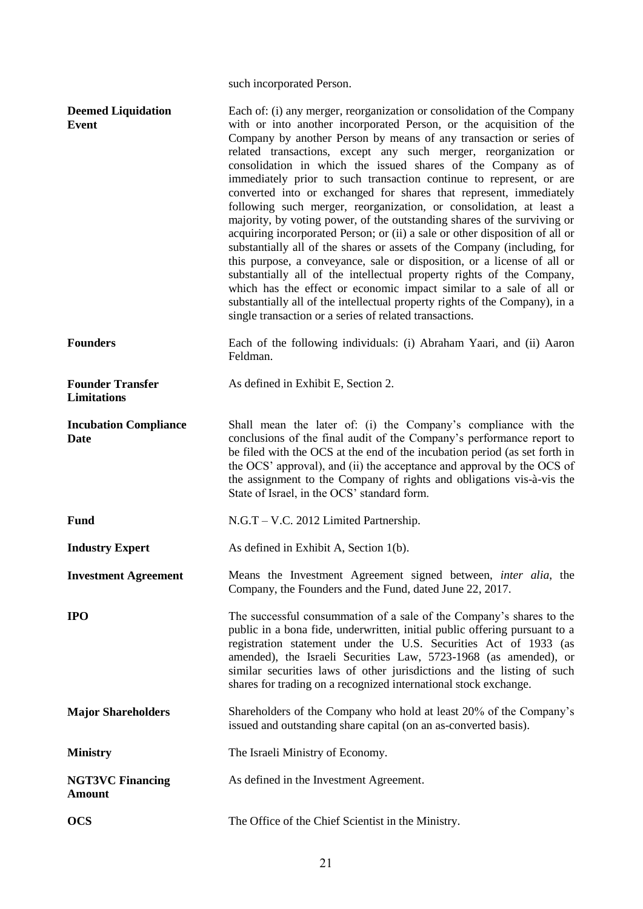such incorporated Person.

| | |
|---|---|
| **Deemed Liquidation Event** | Each of: (i) any merger, reorganization or consolidation of the Company with or into another incorporated Person, or the acquisition of the Company by another Person by means of any transaction or series of related transactions, except any such merger, reorganization or consolidation in which the issued shares of the Company as of immediately prior to such transaction continue to represent, or are converted into or exchanged for shares that represent, immediately following such merger, reorganization, or consolidation, at least a majority, by voting power, of the outstanding shares of the surviving or acquiring incorporated Person; or (ii) a sale or other disposition of all or substantially all of the shares or assets of the Company (including, for this purpose, a conveyance, sale or disposition, or a license of all or substantially all of the intellectual property rights of the Company, which has the effect or economic impact similar to a sale of all or substantially all of the intellectual property rights of the Company), in a single transaction or a series of related transactions. |
| **Founders** | Each of the following individuals: (i) Abraham Yaari, and (ii) Aaron Feldman. |
| **Founder Transfer Limitations** | As defined in Exhibit E, Section 2. |
| **Incubation Compliance Date** | Shall mean the later of: (i) the Company's compliance with the conclusions of the final audit of the Company's performance report to be filed with the OCS at the end of the incubation period (as set forth in the OCS' approval), and (ii) the acceptance and approval by the OCS of the assignment to the Company of rights and obligations vis-à-vis the State of Israel, in the OCS' standard form. |
| **Fund** | N.G.T – V.C. 2012 Limited Partnership. |
| **Industry Expert** | As defined in Exhibit A, Section 1(b). |
| **Investment Agreement** | Means the Investment Agreement signed between, *inter alia*, the Company, the Founders and the Fund, dated June 22, 2017. |
| **IPO** | The successful consummation of a sale of the Company's shares to the public in a bona fide, underwritten, initial public offering pursuant to a registration statement under the U.S. Securities Act of 1933 (as amended), the Israeli Securities Law, 5723-1968 (as amended), or similar securities laws of other jurisdictions and the listing of such shares for trading on a recognized international stock exchange. |
| **Major Shareholders** | Shareholders of the Company who hold at least 20% of the Company's issued and outstanding share capital (on an as-converted basis). |
| **Ministry** | The Israeli Ministry of Economy. |
| **NGT3VC Financing Amount** | As defined in the Investment Agreement. |
| **OCS** | The Office of the Chief Scientist in the Ministry. |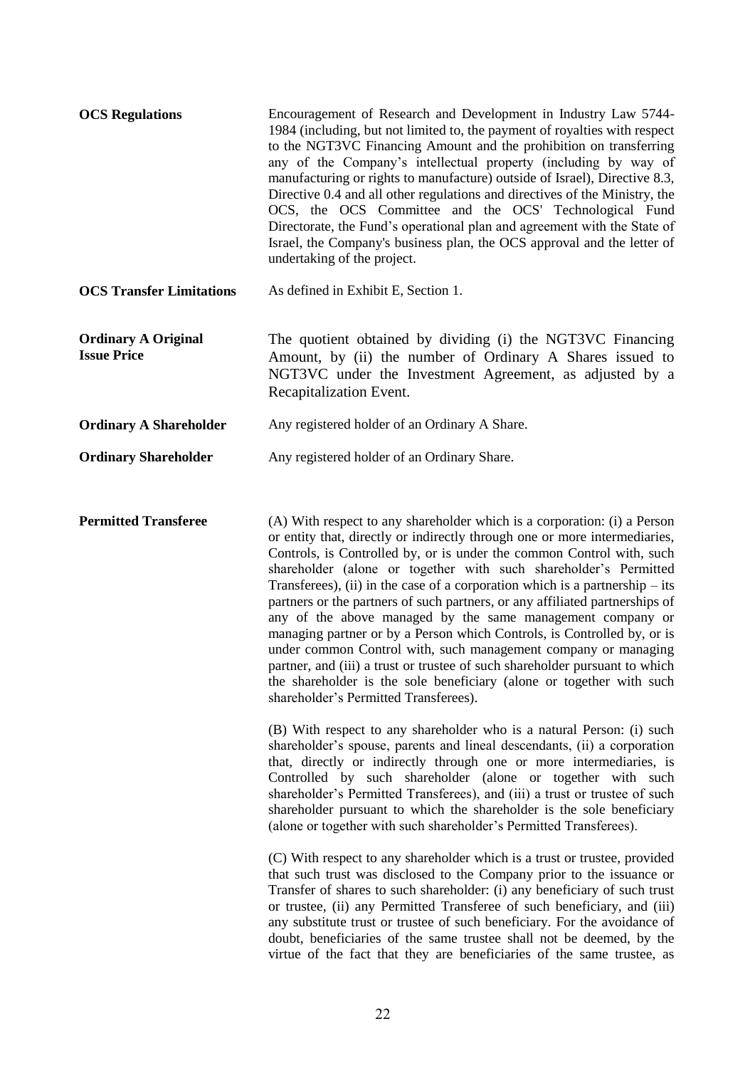**OCS Regulations** Encouragement of Research and Development in Industry Law 5744-1984 (including, but not limited to, the payment of royalties with respect to the NGT3VC Financing Amount and the prohibition on transferring any of the Company's intellectual property (including by way of manufacturing or rights to manufacture) outside of Israel), Directive 8.3, Directive 0.4 and all other regulations and directives of the Ministry, the OCS, the OCS Committee and the OCS' Technological Fund Directorate, the Fund's operational plan and agreement with the State of Israel, the Company's business plan, the OCS approval and the letter of undertaking of the project.

**OCS Transfer Limitations** As defined in Exhibit E, Section 1.

**Ordinary A Original Issue Price** The quotient obtained by dividing (i) the NGT3VC Financing Amount, by (ii) the number of Ordinary A Shares issued to NGT3VC under the Investment Agreement, as adjusted by a Recapitalization Event.

**Ordinary A Shareholder** Any registered holder of an Ordinary A Share.

**Ordinary Shareholder** Any registered holder of an Ordinary Share.

**Permitted Transferee** (A) With respect to any shareholder which is a corporation: (i) a Person or entity that, directly or indirectly through one or more intermediaries, Controls, is Controlled by, or is under the common Control with, such shareholder (alone or together with such shareholder's Permitted Transferees), (ii) in the case of a corporation which is a partnership – its partners or the partners of such partners, or any affiliated partnerships of any of the above managed by the same management company or managing partner or by a Person which Controls, is Controlled by, or is under common Control with, such management company or managing partner, and (iii) a trust or trustee of such shareholder pursuant to which the shareholder is the sole beneficiary (alone or together with such shareholder's Permitted Transferees).

(B) With respect to any shareholder who is a natural Person: (i) such shareholder's spouse, parents and lineal descendants, (ii) a corporation that, directly or indirectly through one or more intermediaries, is Controlled by such shareholder (alone or together with such shareholder's Permitted Transferees), and (iii) a trust or trustee of such shareholder pursuant to which the shareholder is the sole beneficiary (alone or together with such shareholder's Permitted Transferees).

(C) With respect to any shareholder which is a trust or trustee, provided that such trust was disclosed to the Company prior to the issuance or Transfer of shares to such shareholder: (i) any beneficiary of such trust or trustee, (ii) any Permitted Transferee of such beneficiary, and (iii) any substitute trust or trustee of such beneficiary. For the avoidance of doubt, beneficiaries of the same trustee shall not be deemed, by the virtue of the fact that they are beneficiaries of the same trustee, as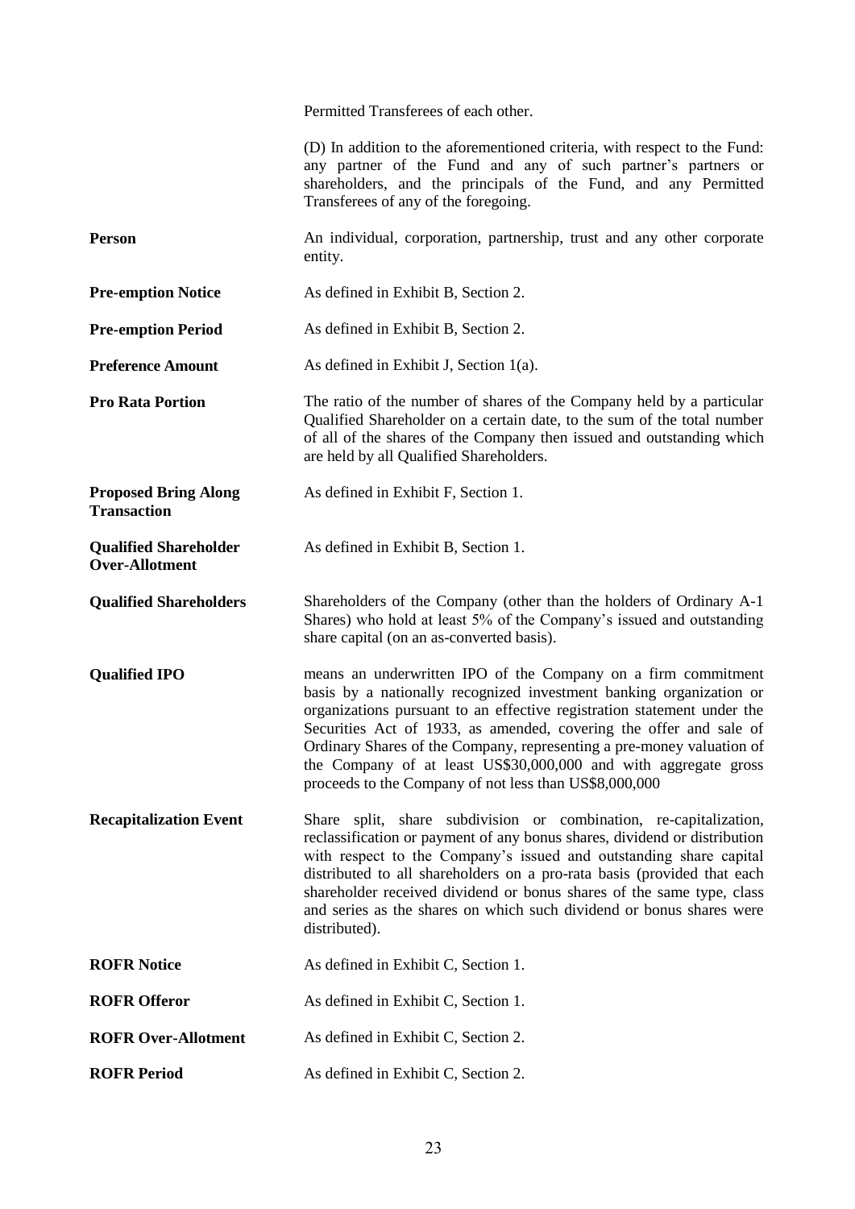| | |
|---|---|
| | Permitted Transferees of each other. |
| | (D) In addition to the aforementioned criteria, with respect to the Fund: any partner of the Fund and any of such partner's partners or shareholders, and the principals of the Fund, and any Permitted Transferees of any of the foregoing. |
| **Person** | An individual, corporation, partnership, trust and any other corporate entity. |
| **Pre-emption Notice** | As defined in Exhibit B, Section 2. |
| **Pre-emption Period** | As defined in Exhibit B, Section 2. |
| **Preference Amount** | As defined in Exhibit J, Section 1(a). |
| **Pro Rata Portion** | The ratio of the number of shares of the Company held by a particular Qualified Shareholder on a certain date, to the sum of the total number of all of the shares of the Company then issued and outstanding which are held by all Qualified Shareholders. |
| **Proposed Bring Along Transaction** | As defined in Exhibit F, Section 1. |
| **Qualified Shareholder Over-Allotment** | As defined in Exhibit B, Section 1. |
| **Qualified Shareholders** | Shareholders of the Company (other than the holders of Ordinary A-1 Shares) who hold at least 5% of the Company's issued and outstanding share capital (on an as-converted basis). |
| **Qualified IPO** | means an underwritten IPO of the Company on a firm commitment basis by a nationally recognized investment banking organization or organizations pursuant to an effective registration statement under the Securities Act of 1933, as amended, covering the offer and sale of Ordinary Shares of the Company, representing a pre-money valuation of the Company of at least US$30,000,000 and with aggregate gross proceeds to the Company of not less than US$8,000,000 |
| **Recapitalization Event** | Share split, share subdivision or combination, re-capitalization, reclassification or payment of any bonus shares, dividend or distribution with respect to the Company's issued and outstanding share capital distributed to all shareholders on a pro-rata basis (provided that each shareholder received dividend or bonus shares of the same type, class and series as the shares on which such dividend or bonus shares were distributed). |
| **ROFR Notice** | As defined in Exhibit C, Section 1. |
| **ROFR Offeror** | As defined in Exhibit C, Section 1. |
| **ROFR Over-Allotment** | As defined in Exhibit C, Section 2. |
| **ROFR Period** | As defined in Exhibit C, Section 2. |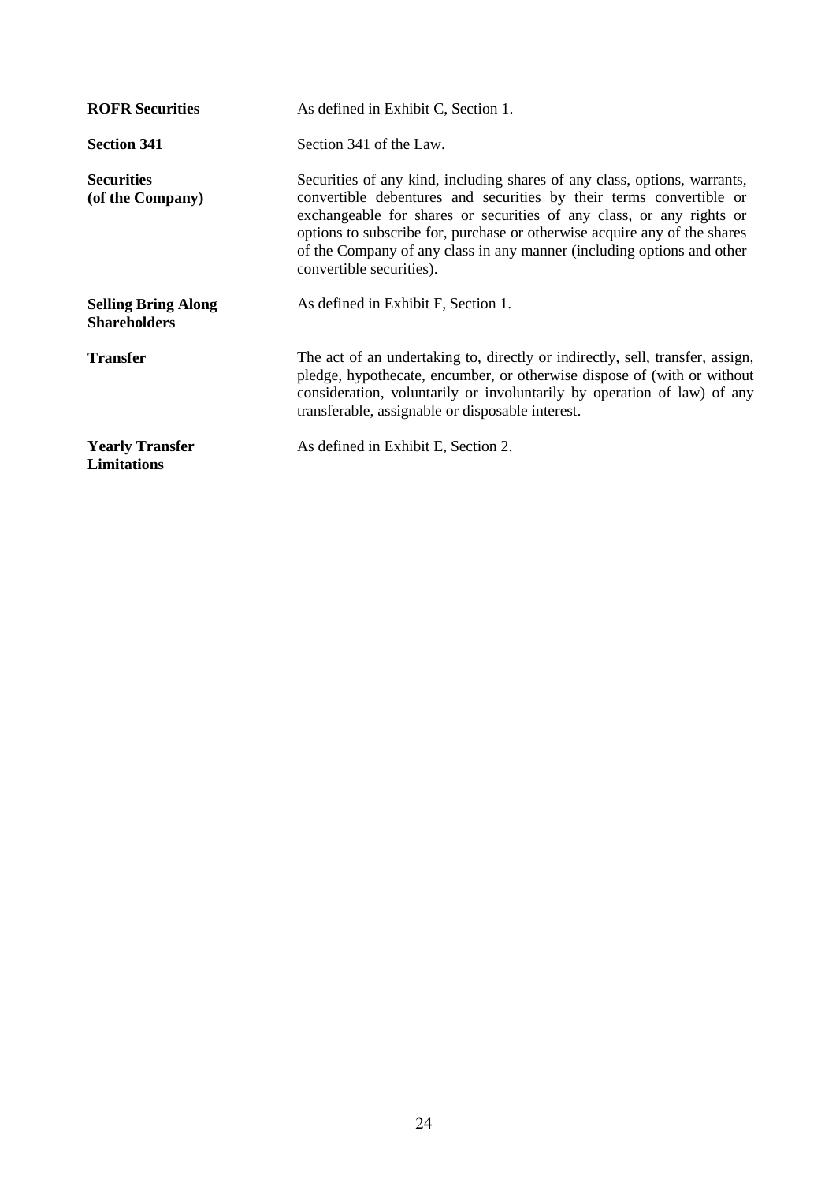| | |
|---|---|
| **ROFR Securities** | As defined in Exhibit C, Section 1. |
| **Section 341** | Section 341 of the Law. |
| **Securities (of the Company)** | Securities of any kind, including shares of any class, options, warrants, convertible debentures and securities by their terms convertible or exchangeable for shares or securities of any class, or any rights or options to subscribe for, purchase or otherwise acquire any of the shares of the Company of any class in any manner (including options and other convertible securities). |
| **Selling Bring Along Shareholders** | As defined in Exhibit F, Section 1. |
| **Transfer** | The act of an undertaking to, directly or indirectly, sell, transfer, assign, pledge, hypothecate, encumber, or otherwise dispose of (with or without consideration, voluntarily or involuntarily by operation of law) of any transferable, assignable or disposable interest. |
| **Yearly Transfer Limitations** | As defined in Exhibit E, Section 2. |